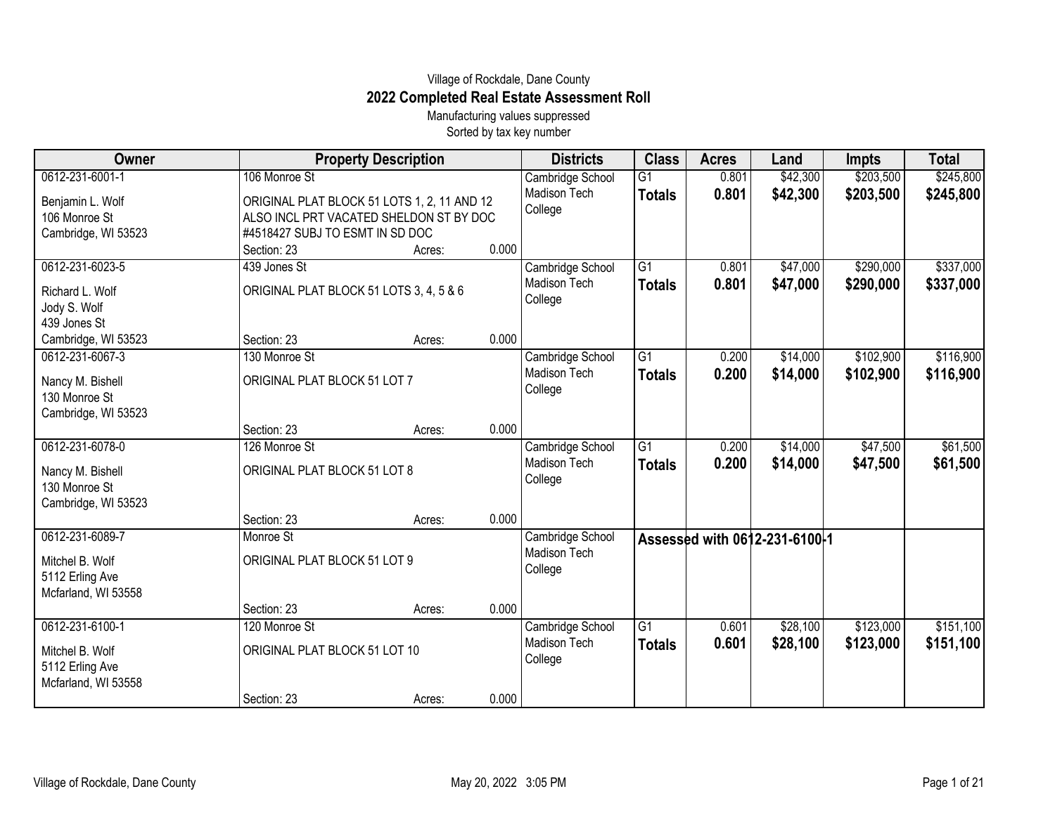Village of Rockdale, Dane County

# 2022 Completed Real Estate Assessment Roll

Manufacturing values suppressed

Sorted by tax key number

| Owner | Property Description | | | Districts | Class | Acres | Land | Impts | Total |
|---|---|---|---|---|---|---|---|---|---|
| 0612-231-6001-1<br>Benjamin L. Wolf<br>106 Monroe St<br>Cambridge, WI 53523 | 106 Monroe St<br>ORIGINAL PLAT BLOCK 51 LOTS 1, 2, 11 AND 12 ALSO INCL PRT VACATED SHELDON ST BY DOC #4518427 SUBJ TO ESMT IN SD DOC<br>Section: 23 | Acres: | 0.000 | Cambridge School<br>Madison Tech College | G1<br>**Totals** | 0.801<br>**0.801** | $42,300<br>**$42,300** | $203,500<br>**$203,500** | $245,800<br>**$245,800** |
| 0612-231-6023-5<br>Richard L. Wolf<br>Jody S. Wolf<br>439 Jones St<br>Cambridge, WI 53523 | 439 Jones St<br>ORIGINAL PLAT BLOCK 51 LOTS 3, 4, 5 & 6<br>Section: 23 | Acres: | 0.000 | Cambridge School<br>Madison Tech College | G1<br>**Totals** | 0.801<br>**0.801** | $47,000<br>**$47,000** | $290,000<br>**$290,000** | $337,000<br>**$337,000** |
| 0612-231-6067-3<br>Nancy M. Bishell<br>130 Monroe St<br>Cambridge, WI 53523 | 130 Monroe St<br>ORIGINAL PLAT BLOCK 51 LOT 7<br>Section: 23 | Acres: | 0.000 | Cambridge School<br>Madison Tech College | G1<br>**Totals** | 0.200<br>**0.200** | $14,000<br>**$14,000** | $102,900<br>**$102,900** | $116,900<br>**$116,900** |
| 0612-231-6078-0<br>Nancy M. Bishell<br>130 Monroe St<br>Cambridge, WI 53523 | 126 Monroe St<br>ORIGINAL PLAT BLOCK 51 LOT 8<br>Section: 23 | Acres: | 0.000 | Cambridge School<br>Madison Tech College | G1<br>**Totals** | 0.200<br>**0.200** | $14,000<br>**$14,000** | $47,500<br>**$47,500** | $61,500<br>**$61,500** |
| 0612-231-6089-7<br>Mitchel B. Wolf<br>5112 Erling Ave<br>Mcfarland, WI 53558 | Monroe St<br>ORIGINAL PLAT BLOCK 51 LOT 9<br>Section: 23 | Acres: | 0.000 | Cambridge School<br>Madison Tech College | **Assessed with 0612-231-6100-1** | | | | |
| 0612-231-6100-1<br>Mitchel B. Wolf<br>5112 Erling Ave<br>Mcfarland, WI 53558 | 120 Monroe St<br>ORIGINAL PLAT BLOCK 51 LOT 10<br>Section: 23 | Acres: | 0.000 | Cambridge School<br>Madison Tech College | G1<br>**Totals** | 0.601<br>**0.601** | $28,100<br>**$28,100** | $123,000<br>**$123,000** | $151,100<br>**$151,100** |

Village of Rockdale, Dane County May 20, 2022 3:05 PM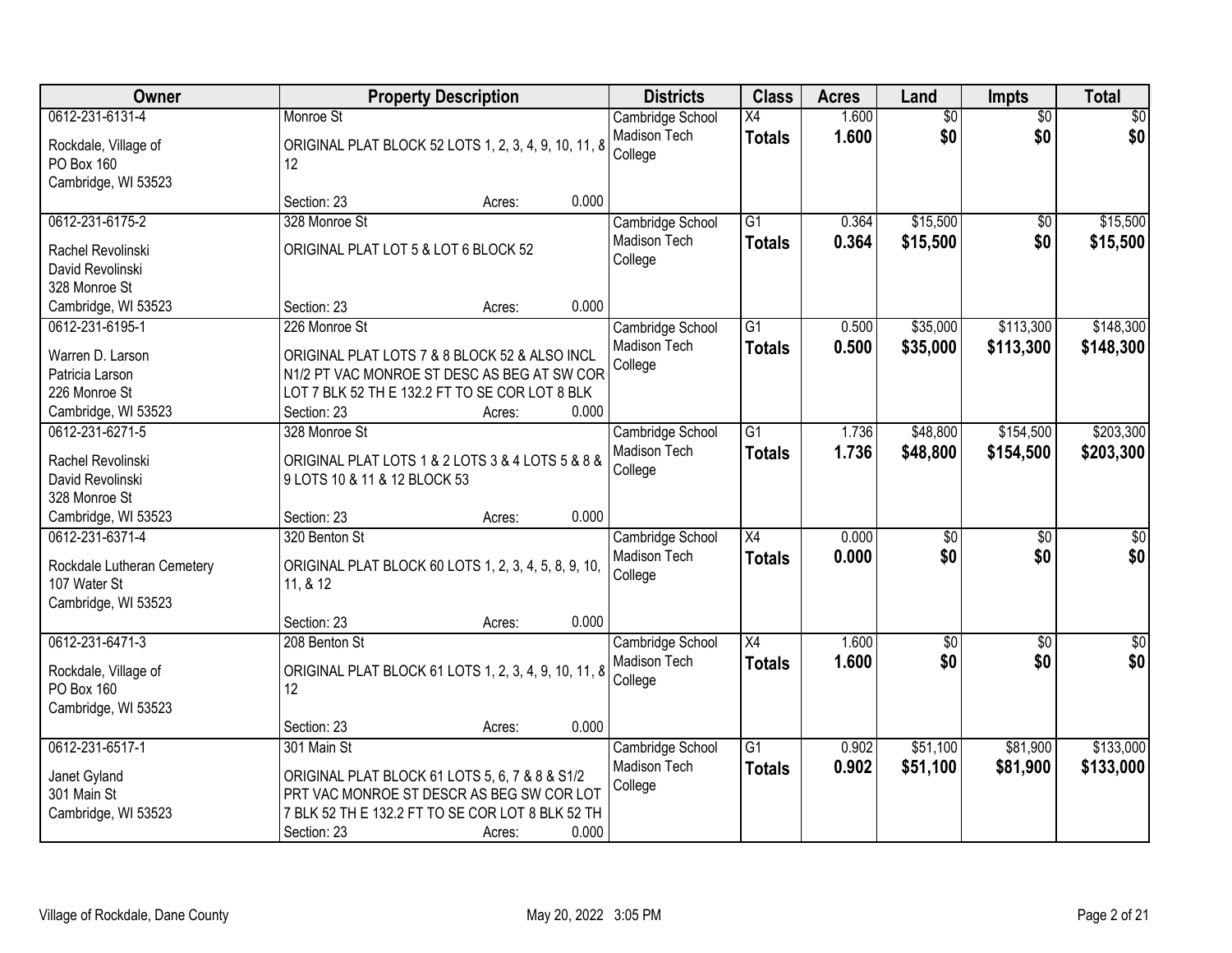| Owner | Property Description | Districts | Class | Acres | Land | Impts | Total |
|---|---|---|---|---|---|---|---|
| 0612-231-6131-4<br><br>Rockdale, Village of<br>PO Box 160<br>Cambridge, WI 53523 | Monroe St<br><br>ORIGINAL PLAT BLOCK 52 LOTS 1, 2, 3, 4, 9, 10, 11, & 12<br><br>Section: 23 Acres: 0.000 | Cambridge School<br>Madison Tech College | X4<br>**Totals** | 1.600<br>**1.600** | $0<br>**$0** | $0<br>**$0** | $0<br>**$0** |
| 0612-231-6175-2<br><br>Rachel Revolinski<br>David Revolinski<br>328 Monroe St<br>Cambridge, WI 53523 | 328 Monroe St<br><br>ORIGINAL PLAT LOT 5 & LOT 6 BLOCK 52<br><br>Section: 23 Acres: 0.000 | Cambridge School<br>Madison Tech College | G1<br>**Totals** | 0.364<br>**0.364** | $15,500<br>**$15,500** | $0<br>**$0** | $15,500<br>**$15,500** |
| 0612-231-6195-1<br><br>Warren D. Larson<br>Patricia Larson<br>226 Monroe St<br>Cambridge, WI 53523 | 226 Monroe St<br><br>ORIGINAL PLAT LOTS 7 & 8 BLOCK 52 & ALSO INCL N1/2 PT VAC MONROE ST DESC AS BEG AT SW COR LOT 7 BLK 52 TH E 132.2 FT TO SE COR LOT 8 BLK<br>Section: 23 Acres: 0.000 | Cambridge School<br>Madison Tech College | G1<br>**Totals** | 0.500<br>**0.500** | $35,000<br>**$35,000** | $113,300<br>**$113,300** | $148,300<br>**$148,300** |
| 0612-231-6271-5<br><br>Rachel Revolinski<br>David Revolinski<br>328 Monroe St<br>Cambridge, WI 53523 | 328 Monroe St<br><br>ORIGINAL PLAT LOTS 1 & 2 LOTS 3 & 4 LOTS 5 & 8 & 9 LOTS 10 & 11 & 12 BLOCK 53<br><br>Section: 23 Acres: 0.000 | Cambridge School<br>Madison Tech College | G1<br>**Totals** | 1.736<br>**1.736** | $48,800<br>**$48,800** | $154,500<br>**$154,500** | $203,300<br>**$203,300** |
| 0612-231-6371-4<br><br>Rockdale Lutheran Cemetery<br>107 Water St<br>Cambridge, WI 53523 | 320 Benton St<br><br>ORIGINAL PLAT BLOCK 60 LOTS 1, 2, 3, 4, 5, 8, 9, 10, 11, & 12<br><br>Section: 23 Acres: 0.000 | Cambridge School<br>Madison Tech College | X4<br>**Totals** | 0.000<br>**0.000** | $0<br>**$0** | $0<br>**$0** | $0<br>**$0** |
| 0612-231-6471-3<br><br>Rockdale, Village of<br>PO Box 160<br>Cambridge, WI 53523 | 208 Benton St<br><br>ORIGINAL PLAT BLOCK 61 LOTS 1, 2, 3, 4, 9, 10, 11, & 12<br><br>Section: 23 Acres: 0.000 | Cambridge School<br>Madison Tech College | X4<br>**Totals** | 1.600<br>**1.600** | $0<br>**$0** | $0<br>**$0** | $0<br>**$0** |
| 0612-231-6517-1<br><br>Janet Gyland<br>301 Main St<br>Cambridge, WI 53523 | 301 Main St<br><br>ORIGINAL PLAT BLOCK 61 LOTS 5, 6, 7 & 8 & S1/2 PRT VAC MONROE ST DESCR AS BEG SW COR LOT 7 BLK 52 TH E 132.2 FT TO SE COR LOT 8 BLK 52 TH<br>Section: 23 Acres: 0.000 | Cambridge School<br>Madison Tech College | G1<br>**Totals** | 0.902<br>**0.902** | $51,100<br>**$51,100** | $81,900<br>**$81,900** | $133,000<br>**$133,000** |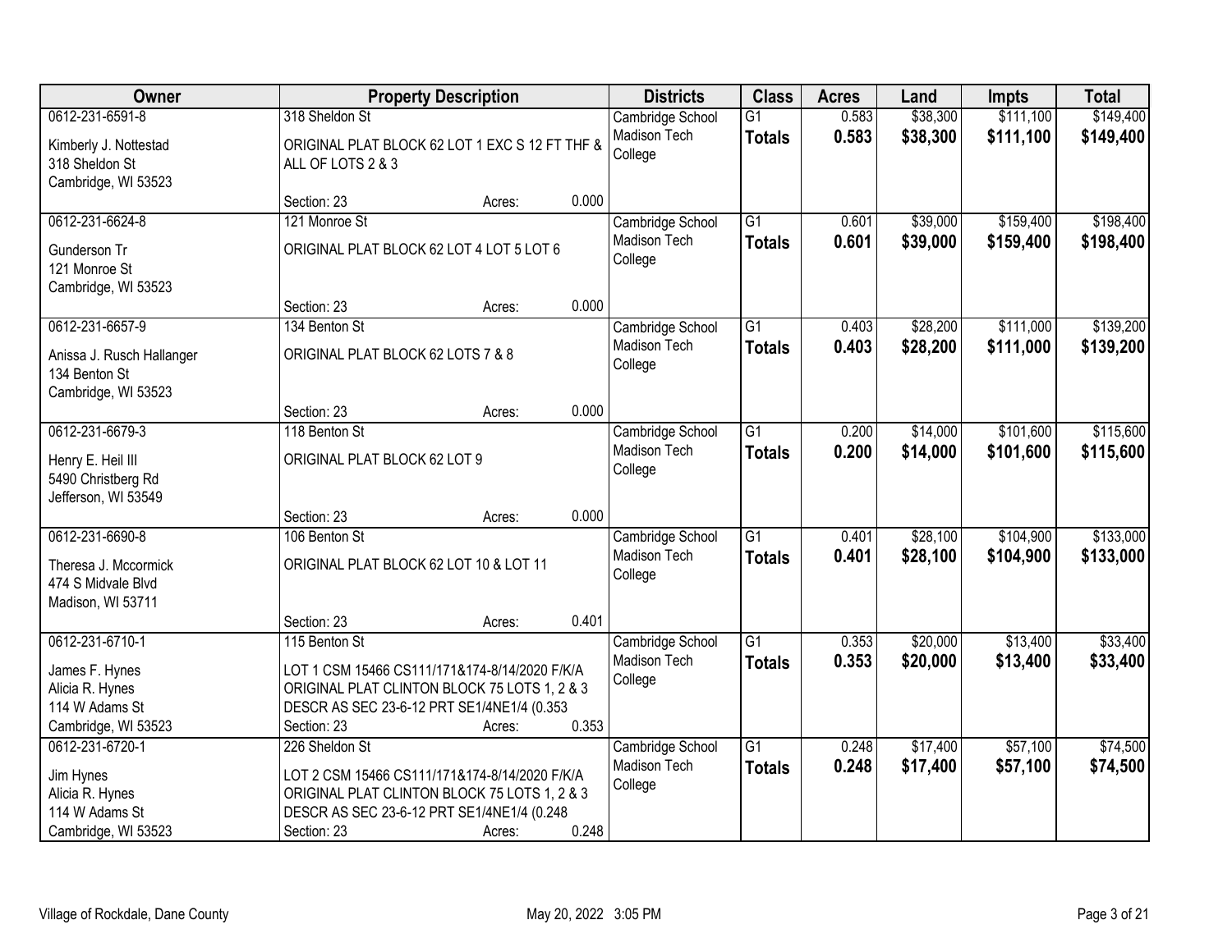| Owner | Property Description | Districts | Class | Acres | Land | Impts | Total |
|---|---|---|---|---|---|---|---|
| 0612-231-6591-8<br>Kimberly J. Nottestad<br>318 Sheldon St<br>Cambridge, WI 53523 | 318 Sheldon St<br>ORIGINAL PLAT BLOCK 62 LOT 1 EXC S 12 FT THF & ALL OF LOTS 2 & 3<br>Section: 23 Acres: 0.000 | Cambridge School<br>Madison Tech College | G1<br>**Totals** | 0.583<br>**0.583** | $38,300<br>**$38,300** | $111,100<br>**$111,100** | $149,400<br>**$149,400** |
| 0612-231-6624-8<br>Gunderson Tr<br>121 Monroe St<br>Cambridge, WI 53523 | 121 Monroe St<br>ORIGINAL PLAT BLOCK 62 LOT 4 LOT 5 LOT 6<br>Section: 23 Acres: 0.000 | Cambridge School<br>Madison Tech College | G1<br>**Totals** | 0.601<br>**0.601** | $39,000<br>**$39,000** | $159,400<br>**$159,400** | $198,400<br>**$198,400** |
| 0612-231-6657-9<br>Anissa J. Rusch Hallanger<br>134 Benton St<br>Cambridge, WI 53523 | 134 Benton St<br>ORIGINAL PLAT BLOCK 62 LOTS 7 & 8<br>Section: 23 Acres: 0.000 | Cambridge School<br>Madison Tech College | G1<br>**Totals** | 0.403<br>**0.403** | $28,200<br>**$28,200** | $111,000<br>**$111,000** | $139,200<br>**$139,200** |
| 0612-231-6679-3<br>Henry E. Heil III<br>5490 Christberg Rd<br>Jefferson, WI 53549 | 118 Benton St<br>ORIGINAL PLAT BLOCK 62 LOT 9<br>Section: 23 Acres: 0.000 | Cambridge School<br>Madison Tech College | G1<br>**Totals** | 0.200<br>**0.200** | $14,000<br>**$14,000** | $101,600<br>**$101,600** | $115,600<br>**$115,600** |
| 0612-231-6690-8<br>Theresa J. Mccormick<br>474 S Midvale Blvd<br>Madison, WI 53711 | 106 Benton St<br>ORIGINAL PLAT BLOCK 62 LOT 10 & LOT 11<br>Section: 23 Acres: 0.401 | Cambridge School<br>Madison Tech College | G1<br>**Totals** | 0.401<br>**0.401** | $28,100<br>**$28,100** | $104,900<br>**$104,900** | $133,000<br>**$133,000** |
| 0612-231-6710-1<br>James F. Hynes<br>Alicia R. Hynes<br>114 W Adams St<br>Cambridge, WI 53523 | 115 Benton St<br>LOT 1 CSM 15466 CS111/171&174-8/14/2020 F/K/A ORIGINAL PLAT CLINTON BLOCK 75 LOTS 1, 2 & 3 DESCR AS SEC 23-6-12 PRT SE1/4NE1/4 (0.353<br>Section: 23 Acres: 0.353 | Cambridge School<br>Madison Tech College | G1<br>**Totals** | 0.353<br>**0.353** | $20,000<br>**$20,000** | $13,400<br>**$13,400** | $33,400<br>**$33,400** |
| 0612-231-6720-1<br>Jim Hynes<br>Alicia R. Hynes<br>114 W Adams St<br>Cambridge, WI 53523 | 226 Sheldon St<br>LOT 2 CSM 15466 CS111/171&174-8/14/2020 F/K/A ORIGINAL PLAT CLINTON BLOCK 75 LOTS 1, 2 & 3 DESCR AS SEC 23-6-12 PRT SE1/4NE1/4 (0.248<br>Section: 23 Acres: 0.248 | Cambridge School<br>Madison Tech College | G1<br>**Totals** | 0.248<br>**0.248** | $17,400<br>**$17,400** | $57,100<br>**$57,100** | $74,500<br>**$74,500** |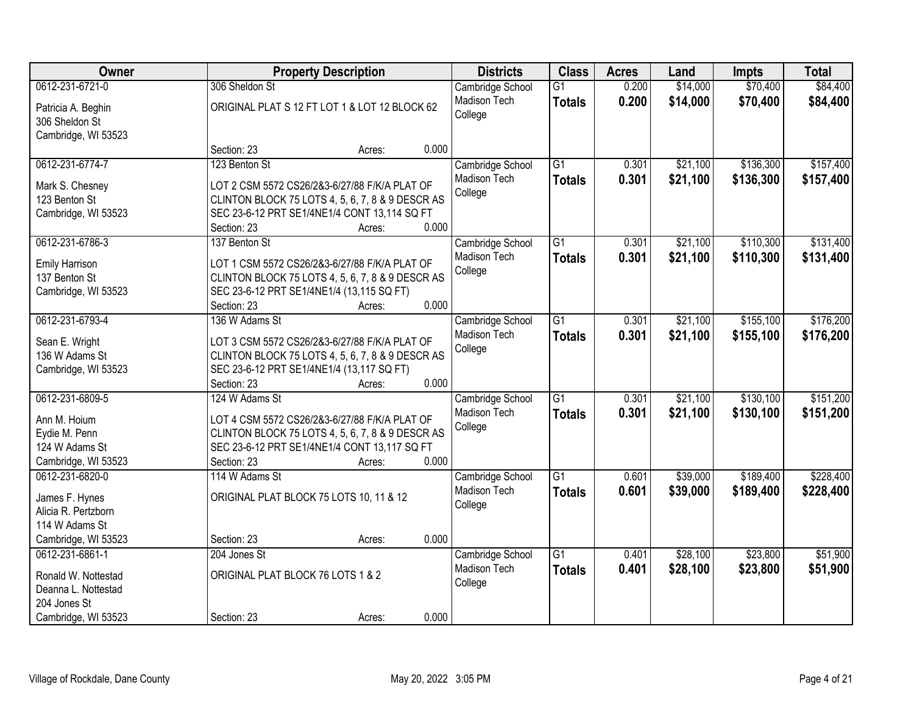| Owner | Property Description | Districts | Class | Acres | Land | Impts | Total |
|---|---|---|---|---|---|---|---|
| 0612-231-6721-0<br>Patricia A. Beghin<br>306 Sheldon St<br>Cambridge, WI 53523 | 306 Sheldon St<br>ORIGINAL PLAT S 12 FT LOT 1 & LOT 12 BLOCK 62<br>Section: 23 Acres: 0.000 | Cambridge School<br>Madison Tech College | G1<br>**Totals** | 0.200<br>**0.200** | $14,000<br>**$14,000** | $70,400<br>**$70,400** | $84,400<br>**$84,400** |
| 0612-231-6774-7<br>Mark S. Chesney<br>123 Benton St<br>Cambridge, WI 53523 | 123 Benton St<br>LOT 2 CSM 5572 CS26/2&3-6/27/88 F/K/A PLAT OF CLINTON BLOCK 75 LOTS 4, 5, 6, 7, 8 & 9 DESCR AS SEC 23-6-12 PRT SE1/4NE1/4 CONT 13,114 SQ FT<br>Section: 23 Acres: 0.000 | Cambridge School<br>Madison Tech College | G1<br>**Totals** | 0.301<br>**0.301** | $21,100<br>**$21,100** | $136,300<br>**$136,300** | $157,400<br>**$157,400** |
| 0612-231-6786-3<br>Emily Harrison<br>137 Benton St<br>Cambridge, WI 53523 | 137 Benton St<br>LOT 1 CSM 5572 CS26/2&3-6/27/88 F/K/A PLAT OF CLINTON BLOCK 75 LOTS 4, 5, 6, 7, 8 & 9 DESCR AS SEC 23-6-12 PRT SE1/4NE1/4 (13,115 SQ FT)<br>Section: 23 Acres: 0.000 | Cambridge School<br>Madison Tech College | G1<br>**Totals** | 0.301<br>**0.301** | $21,100<br>**$21,100** | $110,300<br>**$110,300** | $131,400<br>**$131,400** |
| 0612-231-6793-4<br>Sean E. Wright<br>136 W Adams St<br>Cambridge, WI 53523 | 136 W Adams St<br>LOT 3 CSM 5572 CS26/2&3-6/27/88 F/K/A PLAT OF CLINTON BLOCK 75 LOTS 4, 5, 6, 7, 8 & 9 DESCR AS SEC 23-6-12 PRT SE1/4NE1/4 (13,117 SQ FT)<br>Section: 23 Acres: 0.000 | Cambridge School<br>Madison Tech College | G1<br>**Totals** | 0.301<br>**0.301** | $21,100<br>**$21,100** | $155,100<br>**$155,100** | $176,200<br>**$176,200** |
| 0612-231-6809-5<br>Ann M. Hoium<br>Eydie M. Penn<br>124 W Adams St<br>Cambridge, WI 53523 | 124 W Adams St<br>LOT 4 CSM 5572 CS26/2&3-6/27/88 F/K/A PLAT OF CLINTON BLOCK 75 LOTS 4, 5, 6, 7, 8 & 9 DESCR AS SEC 23-6-12 PRT SE1/4NE1/4 CONT 13,117 SQ FT<br>Section: 23 Acres: 0.000 | Cambridge School<br>Madison Tech College | G1<br>**Totals** | 0.301<br>**0.301** | $21,100<br>**$21,100** | $130,100<br>**$130,100** | $151,200<br>**$151,200** |
| 0612-231-6820-0<br>James F. Hynes<br>Alicia R. Pertzborn<br>114 W Adams St<br>Cambridge, WI 53523 | 114 W Adams St<br>ORIGINAL PLAT BLOCK 75 LOTS 10, 11 & 12<br>Section: 23 Acres: 0.000 | Cambridge School<br>Madison Tech College | G1<br>**Totals** | 0.601<br>**0.601** | $39,000<br>**$39,000** | $189,400<br>**$189,400** | $228,400<br>**$228,400** |
| 0612-231-6861-1<br>Ronald W. Nottestad<br>Deanna L. Nottestad<br>204 Jones St<br>Cambridge, WI 53523 | 204 Jones St<br>ORIGINAL PLAT BLOCK 76 LOTS 1 & 2<br>Section: 23 Acres: 0.000 | Cambridge School<br>Madison Tech College | G1<br>**Totals** | 0.401<br>**0.401** | $28,100<br>**$28,100** | $23,800<br>**$23,800** | $51,900<br>**$51,900** |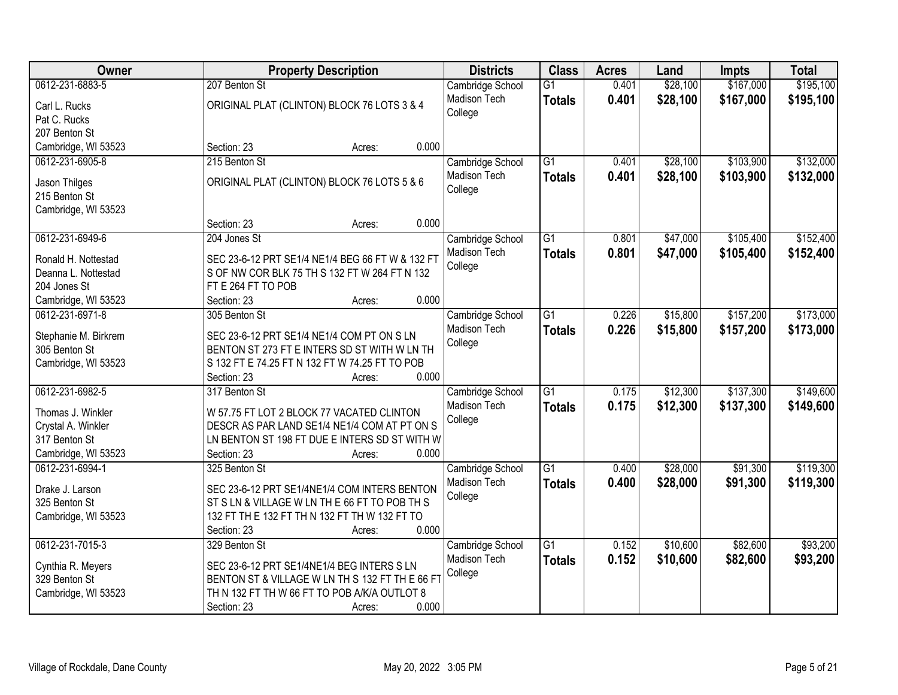| Owner | Property Description | Districts | Class | Acres | Land | Impts | Total |
|---|---|---|---|---|---|---|---|
| 0612-231-6883-5<br>Carl L. Rucks<br>Pat C. Rucks<br>207 Benton St<br>Cambridge, WI 53523 | 207 Benton St<br>ORIGINAL PLAT (CLINTON) BLOCK 76 LOTS 3 & 4<br>Section: 23 Acres: 0.000 | Cambridge School<br>Madison Tech College | G1<br>**Totals** | 0.401<br>**0.401** | $28,100<br>**$28,100** | $167,000<br>**$167,000** | $195,100<br>**$195,100** |
| 0612-231-6905-8<br>Jason Thilges<br>215 Benton St<br>Cambridge, WI 53523 | 215 Benton St<br>ORIGINAL PLAT (CLINTON) BLOCK 76 LOTS 5 & 6<br>Section: 23 Acres: 0.000 | Cambridge School<br>Madison Tech College | G1<br>**Totals** | 0.401<br>**0.401** | $28,100<br>**$28,100** | $103,900<br>**$103,900** | $132,000<br>**$132,000** |
| 0612-231-6949-6<br>Ronald H. Nottestad<br>Deanna L. Nottestad<br>204 Jones St<br>Cambridge, WI 53523 | 204 Jones St<br>SEC 23-6-12 PRT SE1/4 NE1/4 BEG 66 FT W & 132 FT S OF NW COR BLK 75 TH S 132 FT W 264 FT N 132 FT E 264 FT TO POB<br>Section: 23 Acres: 0.000 | Cambridge School<br>Madison Tech College | G1<br>**Totals** | 0.801<br>**0.801** | $47,000<br>**$47,000** | $105,400<br>**$105,400** | $152,400<br>**$152,400** |
| 0612-231-6971-8<br>Stephanie M. Birkrem<br>305 Benton St<br>Cambridge, WI 53523 | 305 Benton St<br>SEC 23-6-12 PRT SE1/4 NE1/4 COM PT ON S LN BENTON ST 273 FT E INTERS SD ST WITH W LN TH S 132 FT E 74.25 FT N 132 FT W 74.25 FT TO POB<br>Section: 23 Acres: 0.000 | Cambridge School<br>Madison Tech College | G1<br>**Totals** | 0.226<br>**0.226** | $15,800<br>**$15,800** | $157,200<br>**$157,200** | $173,000<br>**$173,000** |
| 0612-231-6982-5<br>Thomas J. Winkler<br>Crystal A. Winkler<br>317 Benton St<br>Cambridge, WI 53523 | 317 Benton St<br>W 57.75 FT LOT 2 BLOCK 77 VACATED CLINTON DESCR AS PAR LAND SE1/4 NE1/4 COM AT PT ON S LN BENTON ST 198 FT DUE E INTERS SD ST WITH W<br>Section: 23 Acres: 0.000 | Cambridge School<br>Madison Tech College | G1<br>**Totals** | 0.175<br>**0.175** | $12,300<br>**$12,300** | $137,300<br>**$137,300** | $149,600<br>**$149,600** |
| 0612-231-6994-1<br>Drake J. Larson<br>325 Benton St<br>Cambridge, WI 53523 | 325 Benton St<br>SEC 23-6-12 PRT SE1/4NE1/4 COM INTERS BENTON ST S LN & VILLAGE W LN TH E 66 FT TO POB TH S 132 FT TH E 132 FT TH N 132 FT TH W 132 FT TO<br>Section: 23 Acres: 0.000 | Cambridge School<br>Madison Tech College | G1<br>**Totals** | 0.400<br>**0.400** | $28,000<br>**$28,000** | $91,300<br>**$91,300** | $119,300<br>**$119,300** |
| 0612-231-7015-3<br>Cynthia R. Meyers<br>329 Benton St<br>Cambridge, WI 53523 | 329 Benton St<br>SEC 23-6-12 PRT SE1/4NE1/4 BEG INTERS S LN BENTON ST & VILLAGE W LN TH S 132 FT TH E 66 FT TH N 132 FT TH W 66 FT TO POB A/K/A OUTLOT 8<br>Section: 23 Acres: 0.000 | Cambridge School<br>Madison Tech College | G1<br>**Totals** | 0.152<br>**0.152** | $10,600<br>**$10,600** | $82,600<br>**$82,600** | $93,200<br>**$93,200** |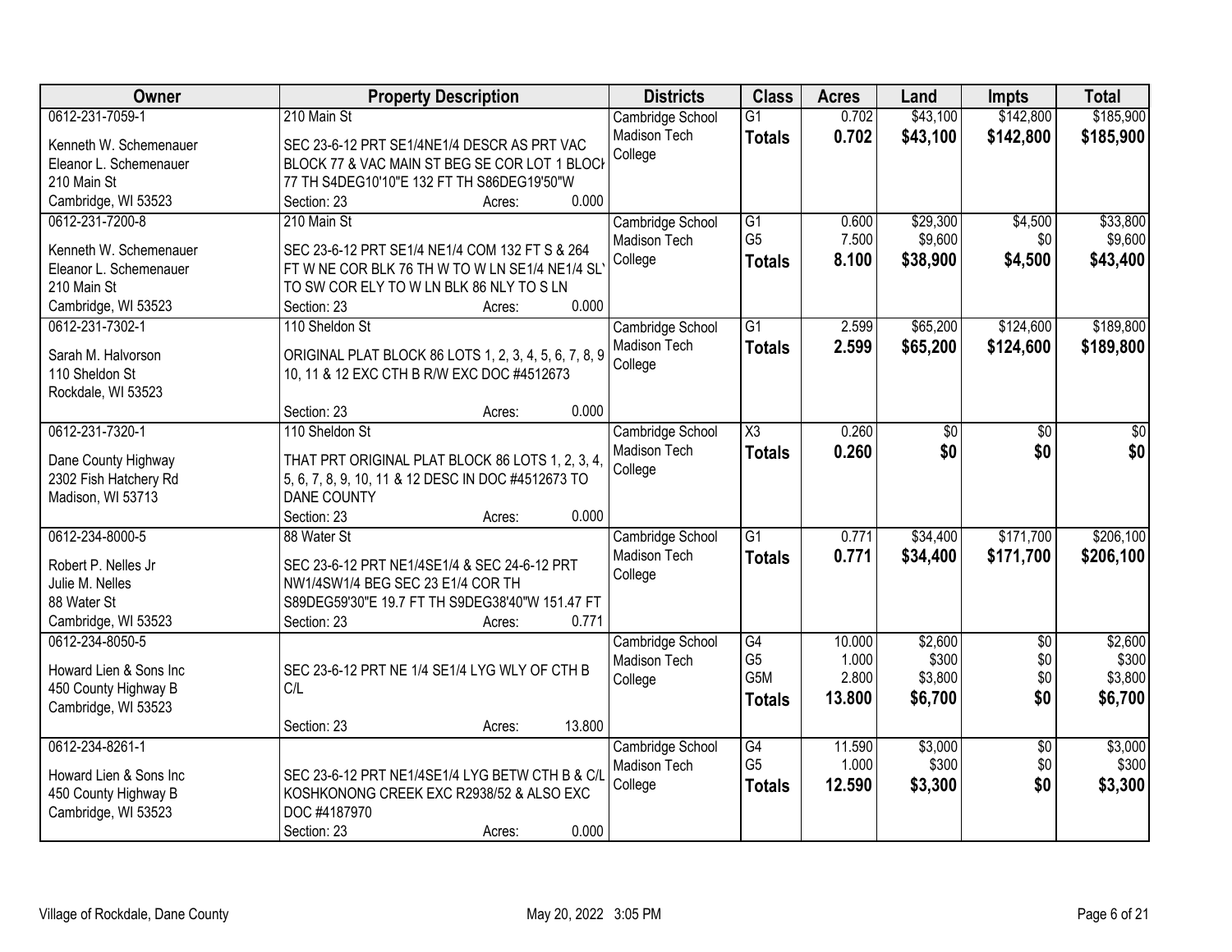| Owner | Property Description | Districts | Class | Acres | Land | Impts | Total |
|---|---|---|---|---|---|---|---|
| 0612-231-7059-1<br>Kenneth W. Schemenauer<br>Eleanor L. Schemenauer<br>210 Main St<br>Cambridge, WI 53523 | 210 Main St<br>SEC 23-6-12 PRT SE1/4NE1/4 DESCR AS PRT VAC BLOCK 77 & VAC MAIN ST BEG SE COR LOT 1 BLOCK 77 TH S4DEG10'10"E 132 FT TH S86DEG19'50"W<br>Section: 23 Acres: 0.000 | Cambridge School<br>Madison Tech College | G1<br>**Totals** | 0.702<br>**0.702** | \$43,100<br>**\$43,100** | \$142,800<br>**\$142,800** | \$185,900<br>**\$185,900** |
| 0612-231-7200-8<br>Kenneth W. Schemenauer<br>Eleanor L. Schemenauer<br>210 Main St<br>Cambridge, WI 53523 | 210 Main St<br>SEC 23-6-12 PRT SE1/4 NE1/4 COM 132 FT S & 264 FT W NE COR BLK 76 TH W TO W LN SE1/4 NE1/4 SLY TO SW COR ELY TO W LN BLK 86 NLY TO S LN<br>Section: 23 Acres: 0.000 | Cambridge School<br>Madison Tech College | G1<br>G5<br>**Totals** | 0.600<br>7.500<br>**8.100** | \$29,300<br>\$9,600<br>**\$38,900** | \$4,500<br>\$0<br>**\$4,500** | \$33,800<br>\$9,600<br>**\$43,400** |
| 0612-231-7302-1<br>Sarah M. Halvorson<br>110 Sheldon St<br>Rockdale, WI 53523 | 110 Sheldon St<br>ORIGINAL PLAT BLOCK 86 LOTS 1, 2, 3, 4, 5, 6, 7, 8, 9 10, 11 & 12 EXC CTH B R/W EXC DOC #4512673<br>Section: 23 Acres: 0.000 | Cambridge School<br>Madison Tech College | G1<br>**Totals** | 2.599<br>**2.599** | \$65,200<br>**\$65,200** | \$124,600<br>**\$124,600** | \$189,800<br>**\$189,800** |
| 0612-231-7320-1<br>Dane County Highway<br>2302 Fish Hatchery Rd<br>Madison, WI 53713 | 110 Sheldon St<br>THAT PRT ORIGINAL PLAT BLOCK 86 LOTS 1, 2, 3, 4, 5, 6, 7, 8, 9, 10, 11 & 12 DESC IN DOC #4512673 TO DANE COUNTY<br>Section: 23 Acres: 0.000 | Cambridge School<br>Madison Tech College | X3<br>**Totals** | 0.260<br>**0.260** | \$0<br>**\$0** | \$0<br>**\$0** | \$0<br>**\$0** |
| 0612-234-8000-5<br>Robert P. Nelles Jr<br>Julie M. Nelles<br>88 Water St<br>Cambridge, WI 53523 | 88 Water St<br>SEC 23-6-12 PRT NE1/4SE1/4 & SEC 24-6-12 PRT NW1/4SW1/4 BEG SEC 23 E1/4 COR TH S89DEG59'30"E 19.7 FT TH S9DEG38'40"W 151.47 FT<br>Section: 23 Acres: 0.771 | Cambridge School<br>Madison Tech College | G1<br>**Totals** | 0.771<br>**0.771** | \$34,400<br>**\$34,400** | \$171,700<br>**\$171,700** | \$206,100<br>**\$206,100** |
| 0612-234-8050-5<br>Howard Lien & Sons Inc<br>450 County Highway B<br>Cambridge, WI 53523 | SEC 23-6-12 PRT NE 1/4 SE1/4 LYG WLY OF CTH B C/L<br>Section: 23 Acres: 13.800 | Cambridge School<br>Madison Tech College | G4<br>G5<br>G5M<br>**Totals** | 10.000<br>1.000<br>2.800<br>**13.800** | \$2,600<br>\$300<br>\$3,800<br>**\$6,700** | \$0<br>\$0<br>\$0<br>**\$0** | \$2,600<br>\$300<br>\$3,800<br>**\$6,700** |
| 0612-234-8261-1<br>Howard Lien & Sons Inc<br>450 County Highway B<br>Cambridge, WI 53523 | SEC 23-6-12 PRT NE1/4SE1/4 LYG BETW CTH B & C/L KOSHKONONG CREEK EXC R2938/52 & ALSO EXC DOC #4187970<br>Section: 23 Acres: 0.000 | Cambridge School<br>Madison Tech College | G4<br>G5<br>**Totals** | 11.590<br>1.000<br>**12.590** | \$3,000<br>\$300<br>**\$3,300** | \$0<br>\$0<br>**\$0** | \$3,000<br>\$300<br>**\$3,300** |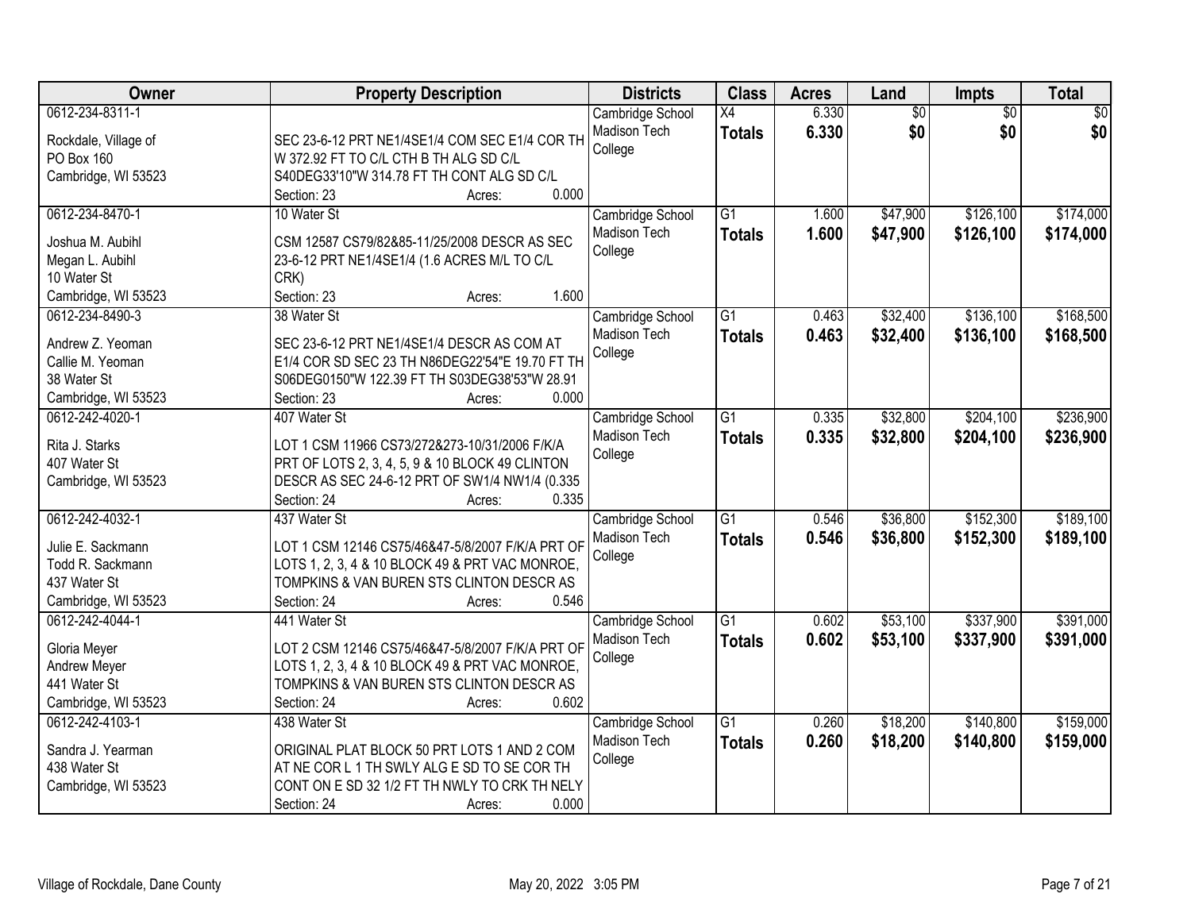| Owner | Property Description | Districts | Class | Acres | Land | Impts | Total |
|---|---|---|---|---|---|---|---|
| 0612-234-8311-1<br><br>Rockdale, Village of<br>PO Box 160<br>Cambridge, WI 53523 | <br>SEC 23-6-12 PRT NE1/4SE1/4 COM SEC E1/4 COR TH W 372.92 FT TO C/L CTH B TH ALG SD C/L S40DEG33'10"W 314.78 FT TH CONT ALG SD C/L<br>Section: 23 Acres: 0.000 | Cambridge School<br>Madison Tech College | X4<br>**Totals** | 6.330<br>**6.330** | $0<br>**$0** | $0<br>**$0** | $0<br>**$0** |
| 0612-234-8470-1<br><br>Joshua M. Aubihl<br>Megan L. Aubihl<br>10 Water St<br>Cambridge, WI 53523 | 10 Water St<br>CSM 12587 CS79/82&85-11/25/2008 DESCR AS SEC 23-6-12 PRT NE1/4SE1/4 (1.6 ACRES M/L TO C/L CRK)<br>Section: 23 Acres: 1.600 | Cambridge School<br>Madison Tech College | G1<br>**Totals** | 1.600<br>**1.600** | $47,900<br>**$47,900** | $126,100<br>**$126,100** | $174,000<br>**$174,000** |
| 0612-234-8490-3<br><br>Andrew Z. Yeoman<br>Callie M. Yeoman<br>38 Water St<br>Cambridge, WI 53523 | 38 Water St<br>SEC 23-6-12 PRT NE1/4SE1/4 DESCR AS COM AT E1/4 COR SD SEC 23 TH N86DEG22'54"E 19.70 FT TH S06DEG0150"W 122.39 FT TH S03DEG38'53"W 28.91<br>Section: 23 Acres: 0.000 | Cambridge School<br>Madison Tech College | G1<br>**Totals** | 0.463<br>**0.463** | $32,400<br>**$32,400** | $136,100<br>**$136,100** | $168,500<br>**$168,500** |
| 0612-242-4020-1<br><br>Rita J. Starks<br>407 Water St<br>Cambridge, WI 53523 | 407 Water St<br>LOT 1 CSM 11966 CS73/272&273-10/31/2006 F/K/A PRT OF LOTS 2, 3, 4, 5, 9 & 10 BLOCK 49 CLINTON DESCR AS SEC 24-6-12 PRT OF SW1/4 NW1/4 (0.335<br>Section: 24 Acres: 0.335 | Cambridge School<br>Madison Tech College | G1<br>**Totals** | 0.335<br>**0.335** | $32,800<br>**$32,800** | $204,100<br>**$204,100** | $236,900<br>**$236,900** |
| 0612-242-4032-1<br><br>Julie E. Sackmann<br>Todd R. Sackmann<br>437 Water St<br>Cambridge, WI 53523 | 437 Water St<br>LOT 1 CSM 12146 CS75/46&47-5/8/2007 F/K/A PRT OF LOTS 1, 2, 3, 4 & 10 BLOCK 49 & PRT VAC MONROE, TOMPKINS & VAN BUREN STS CLINTON DESCR AS<br>Section: 24 Acres: 0.546 | Cambridge School<br>Madison Tech College | G1<br>**Totals** | 0.546<br>**0.546** | $36,800<br>**$36,800** | $152,300<br>**$152,300** | $189,100<br>**$189,100** |
| 0612-242-4044-1<br><br>Gloria Meyer<br>Andrew Meyer<br>441 Water St<br>Cambridge, WI 53523 | 441 Water St<br>LOT 2 CSM 12146 CS75/46&47-5/8/2007 F/K/A PRT OF LOTS 1, 2, 3, 4 & 10 BLOCK 49 & PRT VAC MONROE, TOMPKINS & VAN BUREN STS CLINTON DESCR AS<br>Section: 24 Acres: 0.602 | Cambridge School<br>Madison Tech College | G1<br>**Totals** | 0.602<br>**0.602** | $53,100<br>**$53,100** | $337,900<br>**$337,900** | $391,000<br>**$391,000** |
| 0612-242-4103-1<br><br>Sandra J. Yearman<br>438 Water St<br>Cambridge, WI 53523 | 438 Water St<br>ORIGINAL PLAT BLOCK 50 PRT LOTS 1 AND 2 COM AT NE COR L 1 TH SWLY ALG E SD TO SE COR TH CONT ON E SD 32 1/2 FT TH NWLY TO CRK TH NELY<br>Section: 24 Acres: 0.000 | Cambridge School<br>Madison Tech College | G1<br>**Totals** | 0.260<br>**0.260** | $18,200<br>**$18,200** | $140,800<br>**$140,800** | $159,000<br>**$159,000** |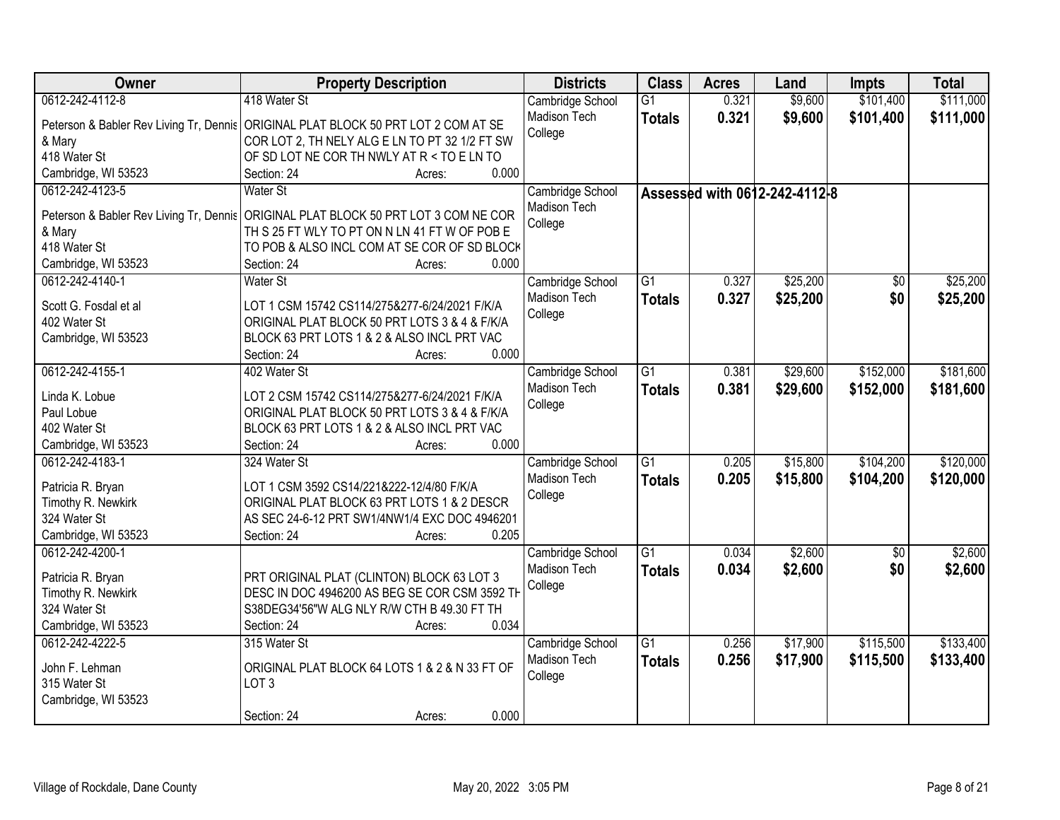| Owner | Property Description | Districts | Class | Acres | Land | Impts | Total |
|---|---|---|---|---|---|---|---|
| 0612-242-4112-8<br>Peterson & Babler Rev Living Tr, Dennis & Mary<br>418 Water St<br>Cambridge, WI 53523 | 418 Water St<br>ORIGINAL PLAT BLOCK 50 PRT LOT 2 COM AT SE COR LOT 2, TH NELY ALG E LN TO PT 32 1/2 FT SW OF SD LOT NE COR TH NWLY AT R < TO E LN TO<br>Section: 24 Acres: 0.000 | Cambridge School<br>Madison Tech College | G1<br>**Totals** | 0.321<br>**0.321** | $9,600<br>**$9,600** | $101,400<br>**$101,400** | $111,000<br>**$111,000** |
| 0612-242-4123-5<br>Peterson & Babler Rev Living Tr, Dennis & Mary<br>418 Water St<br>Cambridge, WI 53523 | Water St<br>ORIGINAL PLAT BLOCK 50 PRT LOT 3 COM NE COR TH S 25 FT WLY TO PT ON N LN 41 FT W OF POB E TO POB & ALSO INCL COM AT SE COR OF SD BLOCK<br>Section: 24 Acres: 0.000 | Cambridge School<br>Madison Tech College | **Assessed with 0612-242-4112-8** | | | | |
| 0612-242-4140-1<br>Scott G. Fosdal et al<br>402 Water St<br>Cambridge, WI 53523 | Water St<br>LOT 1 CSM 15742 CS114/275&277-6/24/2021 F/K/A ORIGINAL PLAT BLOCK 50 PRT LOTS 3 & 4 & F/K/A BLOCK 63 PRT LOTS 1 & 2 & ALSO INCL PRT VAC<br>Section: 24 Acres: 0.000 | Cambridge School<br>Madison Tech College | G1<br>**Totals** | 0.327<br>**0.327** | $25,200<br>**$25,200** | $0<br>**$0** | $25,200<br>**$25,200** |
| 0612-242-4155-1<br>Linda K. Lobue<br>Paul Lobue<br>402 Water St<br>Cambridge, WI 53523 | 402 Water St<br>LOT 2 CSM 15742 CS114/275&277-6/24/2021 F/K/A ORIGINAL PLAT BLOCK 50 PRT LOTS 3 & 4 & F/K/A BLOCK 63 PRT LOTS 1 & 2 & ALSO INCL PRT VAC<br>Section: 24 Acres: 0.000 | Cambridge School<br>Madison Tech College | G1<br>**Totals** | 0.381<br>**0.381** | $29,600<br>**$29,600** | $152,000<br>**$152,000** | $181,600<br>**$181,600** |
| 0612-242-4183-1<br>Patricia R. Bryan<br>Timothy R. Newkirk<br>324 Water St<br>Cambridge, WI 53523 | 324 Water St<br>LOT 1 CSM 3592 CS14/221&222-12/4/80 F/K/A ORIGINAL PLAT BLOCK 63 PRT LOTS 1 & 2 DESCR AS SEC 24-6-12 PRT SW1/4NW1/4 EXC DOC 4946201<br>Section: 24 Acres: 0.205 | Cambridge School<br>Madison Tech College | G1<br>**Totals** | 0.205<br>**0.205** | $15,800<br>**$15,800** | $104,200<br>**$104,200** | $120,000<br>**$120,000** |
| 0612-242-4200-1<br>Patricia R. Bryan<br>Timothy R. Newkirk<br>324 Water St<br>Cambridge, WI 53523 | PRT ORIGINAL PLAT (CLINTON) BLOCK 63 LOT 3 DESC IN DOC 4946200 AS BEG SE COR CSM 3592 TH S38DEG34'56"W ALG NLY R/W CTH B 49.30 FT TH<br>Section: 24 Acres: 0.034 | Cambridge School<br>Madison Tech College | G1<br>**Totals** | 0.034<br>**0.034** | $2,600<br>**$2,600** | $0<br>**$0** | $2,600<br>**$2,600** |
| 0612-242-4222-5<br>John F. Lehman<br>315 Water St<br>Cambridge, WI 53523 | 315 Water St<br>ORIGINAL PLAT BLOCK 64 LOTS 1 & 2 & N 33 FT OF LOT 3<br>Section: 24 Acres: 0.000 | Cambridge School<br>Madison Tech College | G1<br>**Totals** | 0.256<br>**0.256** | $17,900<br>**$17,900** | $115,500<br>**$115,500** | $133,400<br>**$133,400** |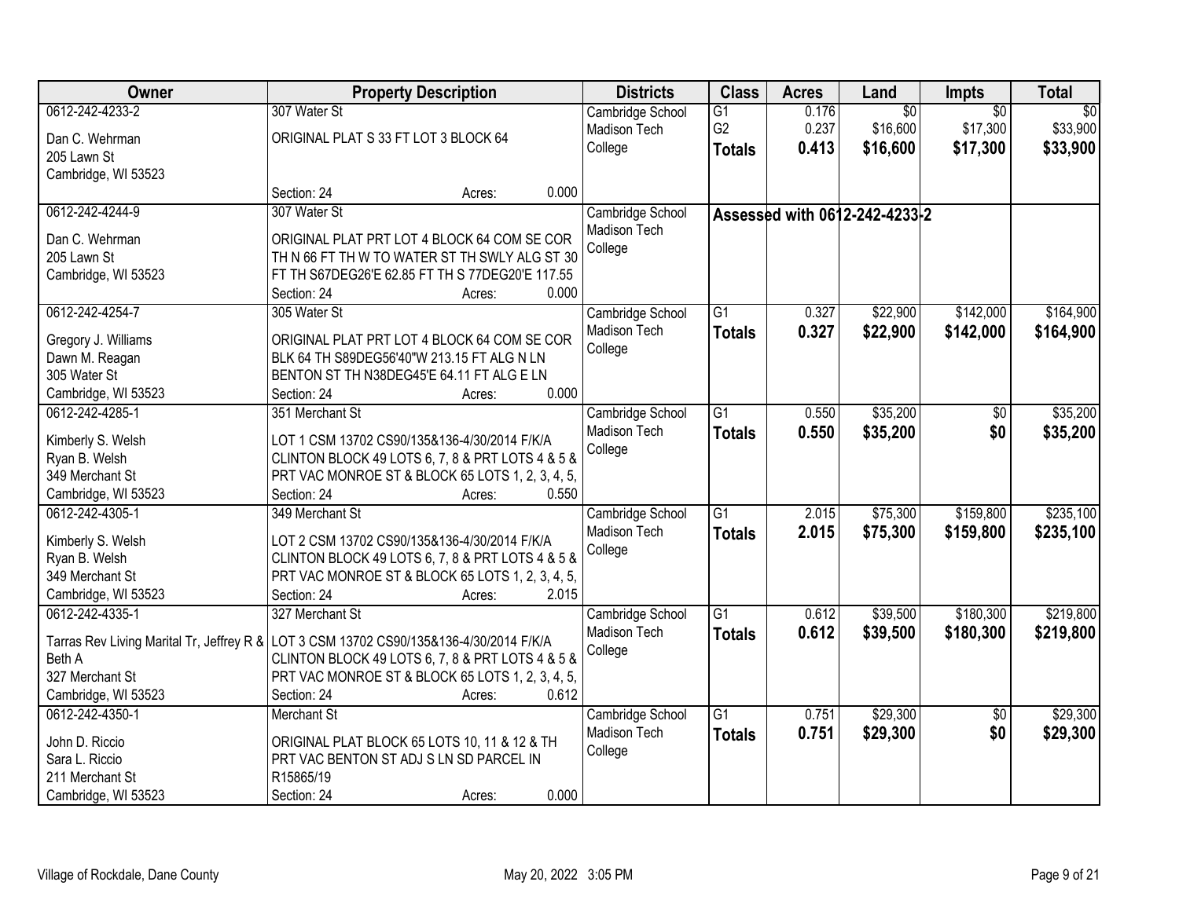| Owner | Property Description | Districts | Class | Acres | Land | Impts | Total |
|---|---|---|---|---|---|---|---|
| 0612-242-4233-2<br><br>Dan C. Wehrman<br>205 Lawn St<br>Cambridge, WI 53523 | 307 Water St<br><br>ORIGINAL PLAT S 33 FT LOT 3 BLOCK 64<br><br>Section: 24 Acres: 0.000 | Cambridge School<br>Madison Tech College | G1<br>G2<br>**Totals** | 0.176<br>0.237<br>**0.413** | $0<br>$16,600<br>**$16,600** | $0<br>$17,300<br>**$17,300** | $0<br>$33,900<br>**$33,900** |
| 0612-242-4244-9<br><br>Dan C. Wehrman<br>205 Lawn St<br>Cambridge, WI 53523 | 307 Water St<br><br>ORIGINAL PLAT PRT LOT 4 BLOCK 64 COM SE COR TH N 66 FT TH W TO WATER ST TH SWLY ALG ST 30 FT TH S67DEG26'E 62.85 FT TH S 77DEG20'E 117.55<br>Section: 24 Acres: 0.000 | Cambridge School<br>Madison Tech College | **Assessed with 0612-242-4233-2** | | | | |
| 0612-242-4254-7<br><br>Gregory J. Williams<br>Dawn M. Reagan<br>305 Water St<br>Cambridge, WI 53523 | 305 Water St<br><br>ORIGINAL PLAT PRT LOT 4 BLOCK 64 COM SE COR BLK 64 TH S89DEG56'40"W 213.15 FT ALG N LN BENTON ST TH N38DEG45'E 64.11 FT ALG E LN<br>Section: 24 Acres: 0.000 | Cambridge School<br>Madison Tech College | G1<br>**Totals** | 0.327<br>**0.327** | $22,900<br>**$22,900** | $142,000<br>**$142,000** | $164,900<br>**$164,900** |
| 0612-242-4285-1<br><br>Kimberly S. Welsh<br>Ryan B. Welsh<br>349 Merchant St<br>Cambridge, WI 53523 | 351 Merchant St<br><br>LOT 1 CSM 13702 CS90/135&136-4/30/2014 F/K/A CLINTON BLOCK 49 LOTS 6, 7, 8 & PRT LOTS 4 & 5 & PRT VAC MONROE ST & BLOCK 65 LOTS 1, 2, 3, 4, 5,<br>Section: 24 Acres: 0.550 | Cambridge School<br>Madison Tech College | G1<br>**Totals** | 0.550<br>**0.550** | $35,200<br>**$35,200** | $0<br>**$0** | $35,200<br>**$35,200** |
| 0612-242-4305-1<br><br>Kimberly S. Welsh<br>Ryan B. Welsh<br>349 Merchant St<br>Cambridge, WI 53523 | 349 Merchant St<br><br>LOT 2 CSM 13702 CS90/135&136-4/30/2014 F/K/A CLINTON BLOCK 49 LOTS 6, 7, 8 & PRT LOTS 4 & 5 & PRT VAC MONROE ST & BLOCK 65 LOTS 1, 2, 3, 4, 5,<br>Section: 24 Acres: 2.015 | Cambridge School<br>Madison Tech College | G1<br>**Totals** | 2.015<br>**2.015** | $75,300<br>**$75,300** | $159,800<br>**$159,800** | $235,100<br>**$235,100** |
| 0612-242-4335-1<br><br>Tarras Rev Living Marital Tr, Jeffrey R & Beth A<br>327 Merchant St<br>Cambridge, WI 53523 | 327 Merchant St<br><br>LOT 3 CSM 13702 CS90/135&136-4/30/2014 F/K/A CLINTON BLOCK 49 LOTS 6, 7, 8 & PRT LOTS 4 & 5 & PRT VAC MONROE ST & BLOCK 65 LOTS 1, 2, 3, 4, 5,<br>Section: 24 Acres: 0.612 | Cambridge School<br>Madison Tech College | G1<br>**Totals** | 0.612<br>**0.612** | $39,500<br>**$39,500** | $180,300<br>**$180,300** | $219,800<br>**$219,800** |
| 0612-242-4350-1<br><br>John D. Riccio<br>Sara L. Riccio<br>211 Merchant St<br>Cambridge, WI 53523 | Merchant St<br><br>ORIGINAL PLAT BLOCK 65 LOTS 10, 11 & 12 & TH PRT VAC BENTON ST ADJ S LN SD PARCEL IN R15865/19<br>Section: 24 Acres: 0.000 | Cambridge School<br>Madison Tech College | G1<br>**Totals** | 0.751<br>**0.751** | $29,300<br>**$29,300** | $0<br>**$0** | $29,300<br>**$29,300** |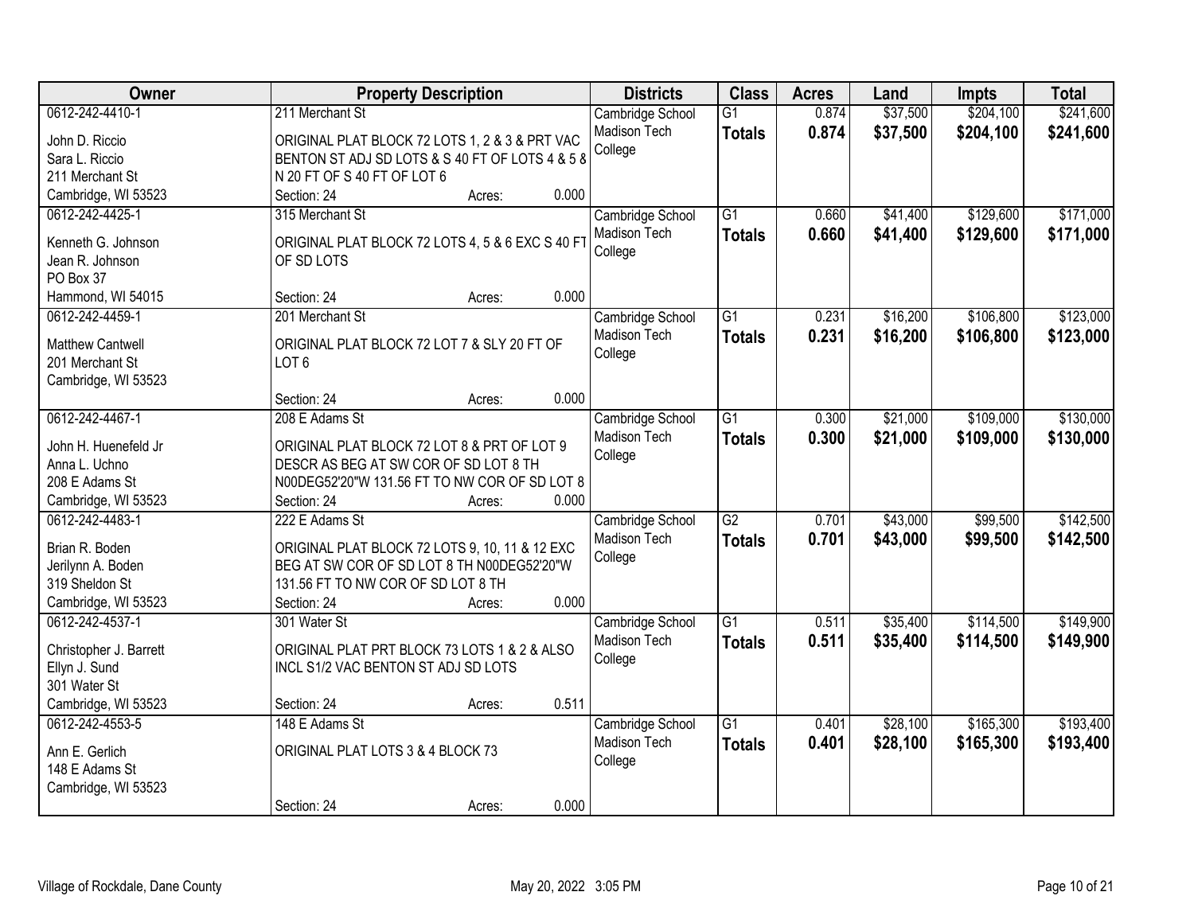| Owner | Property Description | Districts | Class | Acres | Land | Impts | Total |
|---|---|---|---|---|---|---|---|
| 0612-242-4410-1<br>John D. Riccio<br>Sara L. Riccio<br>211 Merchant St<br>Cambridge, WI 53523 | 211 Merchant St<br>ORIGINAL PLAT BLOCK 72 LOTS 1, 2 & 3 & PRT VAC BENTON ST ADJ SD LOTS & S 40 FT OF LOTS 4 & 5 & N 20 FT OF S 40 FT OF LOT 6<br>Section: 24 Acres: 0.000 | Cambridge School<br>Madison Tech College | G1<br>**Totals** | 0.874<br>**0.874** | $37,500<br>**$37,500** | $204,100<br>**$204,100** | $241,600<br>**$241,600** |
| 0612-242-4425-1<br>Kenneth G. Johnson<br>Jean R. Johnson<br>PO Box 37<br>Hammond, WI 54015 | 315 Merchant St<br>ORIGINAL PLAT BLOCK 72 LOTS 4, 5 & 6 EXC S 40 FT OF SD LOTS<br>Section: 24 Acres: 0.000 | Cambridge School<br>Madison Tech College | G1<br>**Totals** | 0.660<br>**0.660** | $41,400<br>**$41,400** | $129,600<br>**$129,600** | $171,000<br>**$171,000** |
| 0612-242-4459-1<br>Matthew Cantwell<br>201 Merchant St<br>Cambridge, WI 53523 | 201 Merchant St<br>ORIGINAL PLAT BLOCK 72 LOT 7 & SLY 20 FT OF LOT 6<br>Section: 24 Acres: 0.000 | Cambridge School<br>Madison Tech College | G1<br>**Totals** | 0.231<br>**0.231** | $16,200<br>**$16,200** | $106,800<br>**$106,800** | $123,000<br>**$123,000** |
| 0612-242-4467-1<br>John H. Huenefeld Jr<br>Anna L. Uchno<br>208 E Adams St<br>Cambridge, WI 53523 | 208 E Adams St<br>ORIGINAL PLAT BLOCK 72 LOT 8 & PRT OF LOT 9 DESCR AS BEG AT SW COR OF SD LOT 8 TH N00DEG52'20"W 131.56 FT TO NW COR OF SD LOT 8<br>Section: 24 Acres: 0.000 | Cambridge School<br>Madison Tech College | G1<br>**Totals** | 0.300<br>**0.300** | $21,000<br>**$21,000** | $109,000<br>**$109,000** | $130,000<br>**$130,000** |
| 0612-242-4483-1<br>Brian R. Boden<br>Jerilynn A. Boden<br>319 Sheldon St<br>Cambridge, WI 53523 | 222 E Adams St<br>ORIGINAL PLAT BLOCK 72 LOTS 9, 10, 11 & 12 EXC BEG AT SW COR OF SD LOT 8 TH N00DEG52'20"W 131.56 FT TO NW COR OF SD LOT 8 TH<br>Section: 24 Acres: 0.000 | Cambridge School<br>Madison Tech College | G2<br>**Totals** | 0.701<br>**0.701** | $43,000<br>**$43,000** | $99,500<br>**$99,500** | $142,500<br>**$142,500** |
| 0612-242-4537-1<br>Christopher J. Barrett<br>Ellyn J. Sund<br>301 Water St<br>Cambridge, WI 53523 | 301 Water St<br>ORIGINAL PLAT PRT BLOCK 73 LOTS 1 & 2 & ALSO INCL S1/2 VAC BENTON ST ADJ SD LOTS<br>Section: 24 Acres: 0.511 | Cambridge School<br>Madison Tech College | G1<br>**Totals** | 0.511<br>**0.511** | $35,400<br>**$35,400** | $114,500<br>**$114,500** | $149,900<br>**$149,900** |
| 0612-242-4553-5<br>Ann E. Gerlich<br>148 E Adams St<br>Cambridge, WI 53523 | 148 E Adams St<br>ORIGINAL PLAT LOTS 3 & 4 BLOCK 73<br>Section: 24 Acres: 0.000 | Cambridge School<br>Madison Tech College | G1<br>**Totals** | 0.401<br>**0.401** | $28,100<br>**$28,100** | $165,300<br>**$165,300** | $193,400<br>**$193,400** |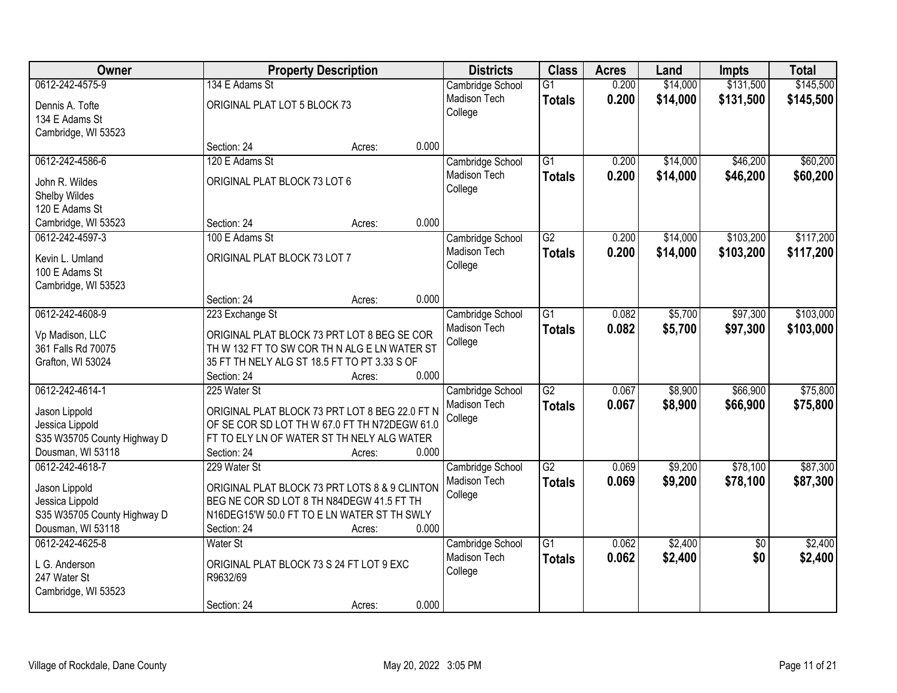| Owner | Property Description | Districts | Class | Acres | Land | Impts | Total |
|---|---|---|---|---|---|---|---|
| 0612-242-4575-9<br>Dennis A. Tofte<br>134 E Adams St<br>Cambridge, WI 53523 | 134 E Adams St<br>ORIGINAL PLAT LOT 5 BLOCK 73<br>Section: 24 Acres: 0.000 | Cambridge School<br>Madison Tech College | G1<br>**Totals** | 0.200<br>**0.200** | $14,000<br>**$14,000** | $131,500<br>**$131,500** | $145,500<br>**$145,500** |
| 0612-242-4586-6<br>John R. Wildes<br>Shelby Wildes<br>120 E Adams St<br>Cambridge, WI 53523 | 120 E Adams St<br>ORIGINAL PLAT BLOCK 73 LOT 6<br>Section: 24 Acres: 0.000 | Cambridge School<br>Madison Tech College | G1<br>**Totals** | 0.200<br>**0.200** | $14,000<br>**$14,000** | $46,200<br>**$46,200** | $60,200<br>**$60,200** |
| 0612-242-4597-3<br>Kevin L. Umland<br>100 E Adams St<br>Cambridge, WI 53523 | 100 E Adams St<br>ORIGINAL PLAT BLOCK 73 LOT 7<br>Section: 24 Acres: 0.000 | Cambridge School<br>Madison Tech College | G2<br>**Totals** | 0.200<br>**0.200** | $14,000<br>**$14,000** | $103,200<br>**$103,200** | $117,200<br>**$117,200** |
| 0612-242-4608-9<br>Vp Madison, LLC<br>361 Falls Rd 70075<br>Grafton, WI 53024 | 223 Exchange St<br>ORIGINAL PLAT BLOCK 73 PRT LOT 8 BEG SE COR TH W 132 FT TO SW COR TH N ALG E LN WATER ST 35 FT TH NELY ALG ST 18.5 FT TO PT 3.33 S OF<br>Section: 24 Acres: 0.000 | Cambridge School<br>Madison Tech College | G1<br>**Totals** | 0.082<br>**0.082** | $5,700<br>**$5,700** | $97,300<br>**$97,300** | $103,000<br>**$103,000** |
| 0612-242-4614-1<br>Jason Lippold<br>Jessica Lippold<br>S35 W35705 County Highway D<br>Dousman, WI 53118 | 225 Water St<br>ORIGINAL PLAT BLOCK 73 PRT LOT 8 BEG 22.0 FT N OF SE COR SD LOT TH W 67.0 FT TH N72DEGW 61.0 FT TO ELY LN OF WATER ST TH NELY ALG WATER<br>Section: 24 Acres: 0.000 | Cambridge School<br>Madison Tech College | G2<br>**Totals** | 0.067<br>**0.067** | $8,900<br>**$8,900** | $66,900<br>**$66,900** | $75,800<br>**$75,800** |
| 0612-242-4618-7<br>Jason Lippold<br>Jessica Lippold<br>S35 W35705 County Highway D<br>Dousman, WI 53118 | 229 Water St<br>ORIGINAL PLAT BLOCK 73 PRT LOTS 8 & 9 CLINTON BEG NE COR SD LOT 8 TH N84DEGW 41.5 FT TH N16DEG15'W 50.0 FT TO E LN WATER ST TH SWLY<br>Section: 24 Acres: 0.000 | Cambridge School<br>Madison Tech College | G2<br>**Totals** | 0.069<br>**0.069** | $9,200<br>**$9,200** | $78,100<br>**$78,100** | $87,300<br>**$87,300** |
| 0612-242-4625-8<br>L G. Anderson<br>247 Water St<br>Cambridge, WI 53523 | Water St<br>ORIGINAL PLAT BLOCK 73 S 24 FT LOT 9 EXC R9632/69<br>Section: 24 Acres: 0.000 | Cambridge School<br>Madison Tech College | G1<br>**Totals** | 0.062<br>**0.062** | $2,400<br>**$2,400** | $0<br>**$0** | $2,400<br>**$2,400** |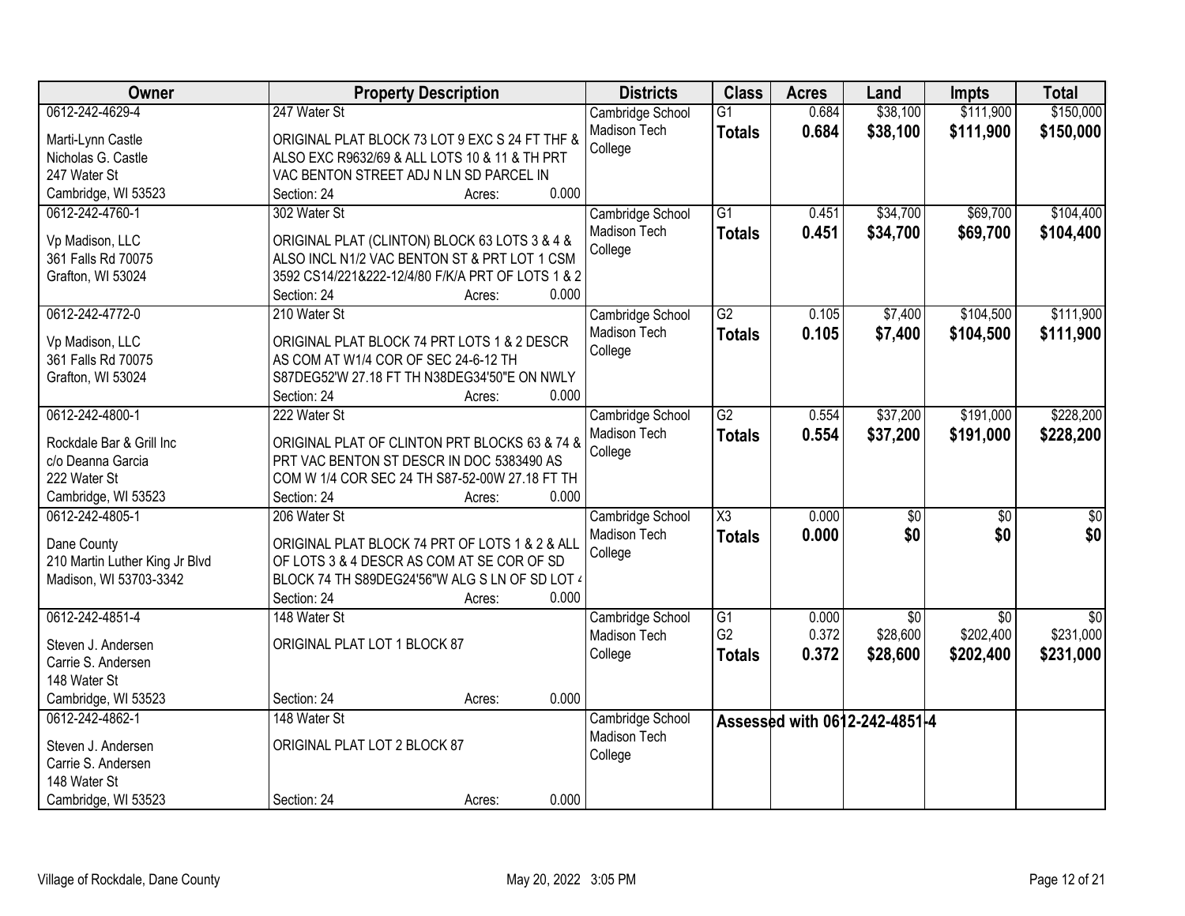| Owner | Property Description | Districts | Class | Acres | Land | Impts | Total |
|---|---|---|---|---|---|---|---|
| 0612-242-4629-4<br>Marti-Lynn Castle<br>Nicholas G. Castle<br>247 Water St<br>Cambridge, WI 53523 | 247 Water St<br>ORIGINAL PLAT BLOCK 73 LOT 9 EXC S 24 FT THF & ALSO EXC R9632/69 & ALL LOTS 10 & 11 & TH PRT VAC BENTON STREET ADJ N LN SD PARCEL IN<br>Section: 24 Acres: 0.000 | Cambridge School<br>Madison Tech College | G1<br>**Totals** | 0.684<br>**0.684** | $38,100<br>**$38,100** | $111,900<br>**$111,900** | $150,000<br>**$150,000** |
| 0612-242-4760-1<br>Vp Madison, LLC<br>361 Falls Rd 70075<br>Grafton, WI 53024 | 302 Water St<br>ORIGINAL PLAT (CLINTON) BLOCK 63 LOTS 3 & 4 & ALSO INCL N1/2 VAC BENTON ST & PRT LOT 1 CSM 3592 CS14/221&222-12/4/80 F/K/A PRT OF LOTS 1 & 2<br>Section: 24 Acres: 0.000 | Cambridge School<br>Madison Tech College | G1<br>**Totals** | 0.451<br>**0.451** | $34,700<br>**$34,700** | $69,700<br>**$69,700** | $104,400<br>**$104,400** |
| 0612-242-4772-0<br>Vp Madison, LLC<br>361 Falls Rd 70075<br>Grafton, WI 53024 | 210 Water St<br>ORIGINAL PLAT BLOCK 74 PRT LOTS 1 & 2 DESCR AS COM AT W1/4 COR OF SEC 24-6-12 TH S87DEG52'W 27.18 FT TH N38DEG34'50"E ON NWLY<br>Section: 24 Acres: 0.000 | Cambridge School<br>Madison Tech College | G2<br>**Totals** | 0.105<br>**0.105** | $7,400<br>**$7,400** | $104,500<br>**$104,500** | $111,900<br>**$111,900** |
| 0612-242-4800-1<br>Rockdale Bar & Grill Inc<br>c/o Deanna Garcia<br>222 Water St<br>Cambridge, WI 53523 | 222 Water St<br>ORIGINAL PLAT OF CLINTON PRT BLOCKS 63 & 74 & PRT VAC BENTON ST DESCR IN DOC 5383490 AS COM W 1/4 COR SEC 24 TH S87-52-00W 27.18 FT TH<br>Section: 24 Acres: 0.000 | Cambridge School<br>Madison Tech College | G2<br>**Totals** | 0.554<br>**0.554** | $37,200<br>**$37,200** | $191,000<br>**$191,000** | $228,200<br>**$228,200** |
| 0612-242-4805-1<br>Dane County<br>210 Martin Luther King Jr Blvd<br>Madison, WI 53703-3342 | 206 Water St<br>ORIGINAL PLAT BLOCK 74 PRT OF LOTS 1 & 2 & ALL OF LOTS 3 & 4 DESCR AS COM AT SE COR OF SD BLOCK 74 TH S89DEG24'56"W ALG S LN OF SD LOT 4<br>Section: 24 Acres: 0.000 | Cambridge School<br>Madison Tech College | X3<br>**Totals** | 0.000<br>**0.000** | $0<br>**$0** | $0<br>**$0** | $0<br>**$0** |
| 0612-242-4851-4<br>Steven J. Andersen<br>Carrie S. Andersen<br>148 Water St<br>Cambridge, WI 53523 | 148 Water St<br>ORIGINAL PLAT LOT 1 BLOCK 87<br>Section: 24 Acres: 0.000 | Cambridge School<br>Madison Tech College | G1<br>G2<br>**Totals** | 0.000<br>0.372<br>**0.372** | $0<br>$28,600<br>**$28,600** | $0<br>$202,400<br>**$202,400** | $0<br>$231,000<br>**$231,000** |
| 0612-242-4862-1<br>Steven J. Andersen<br>Carrie S. Andersen<br>148 Water St<br>Cambridge, WI 53523 | 148 Water St<br>ORIGINAL PLAT LOT 2 BLOCK 87<br>Section: 24 Acres: 0.000 | Cambridge School<br>Madison Tech College | **Assessed with 0612-242-4851-4** | | | | |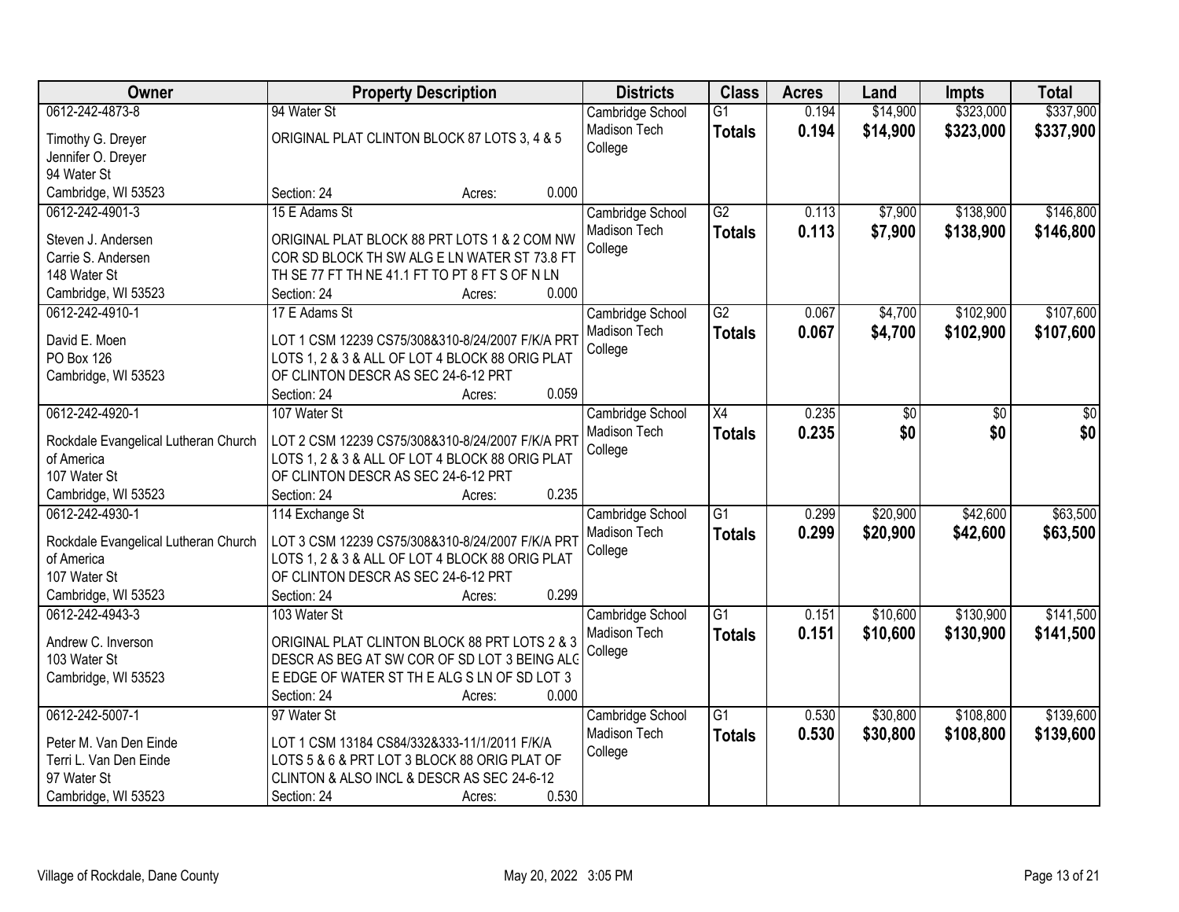| Owner | Property Description | Districts | Class | Acres | Land | Impts | Total |
|---|---|---|---|---|---|---|---|
| 0612-242-4873-8<br>Timothy G. Dreyer<br>Jennifer O. Dreyer<br>94 Water St<br>Cambridge, WI 53523 | 94 Water St<br>ORIGINAL PLAT CLINTON BLOCK 87 LOTS 3, 4 & 5<br>Section: 24 Acres: 0.000 | Cambridge School<br>Madison Tech College | G1<br>**Totals** | 0.194<br>**0.194** | $14,900<br>**$14,900** | $323,000<br>**$323,000** | $337,900<br>**$337,900** |
| 0612-242-4901-3<br>Steven J. Andersen<br>Carrie S. Andersen<br>148 Water St<br>Cambridge, WI 53523 | 15 E Adams St<br>ORIGINAL PLAT BLOCK 88 PRT LOTS 1 & 2 COM NW COR SD BLOCK TH SW ALG E LN WATER ST 73.8 FT TH SE 77 FT TH NE 41.1 FT TO PT 8 FT S OF N LN<br>Section: 24 Acres: 0.000 | Cambridge School<br>Madison Tech College | G2<br>**Totals** | 0.113<br>**0.113** | $7,900<br>**$7,900** | $138,900<br>**$138,900** | $146,800<br>**$146,800** |
| 0612-242-4910-1<br>David E. Moen<br>PO Box 126<br>Cambridge, WI 53523 | 17 E Adams St<br>LOT 1 CSM 12239 CS75/308&310-8/24/2007 F/K/A PRT LOTS 1, 2 & 3 & ALL OF LOT 4 BLOCK 88 ORIG PLAT OF CLINTON DESCR AS SEC 24-6-12 PRT<br>Section: 24 Acres: 0.059 | Cambridge School<br>Madison Tech College | G2<br>**Totals** | 0.067<br>**0.067** | $4,700<br>**$4,700** | $102,900<br>**$102,900** | $107,600<br>**$107,600** |
| 0612-242-4920-1<br>Rockdale Evangelical Lutheran Church of America<br>107 Water St<br>Cambridge, WI 53523 | 107 Water St<br>LOT 2 CSM 12239 CS75/308&310-8/24/2007 F/K/A PRT LOTS 1, 2 & 3 & ALL OF LOT 4 BLOCK 88 ORIG PLAT OF CLINTON DESCR AS SEC 24-6-12 PRT<br>Section: 24 Acres: 0.235 | Cambridge School<br>Madison Tech College | X4<br>**Totals** | 0.235<br>**0.235** | $0<br>**$0** | $0<br>**$0** | $0<br>**$0** |
| 0612-242-4930-1<br>Rockdale Evangelical Lutheran Church of America<br>107 Water St<br>Cambridge, WI 53523 | 114 Exchange St<br>LOT 3 CSM 12239 CS75/308&310-8/24/2007 F/K/A PRT LOTS 1, 2 & 3 & ALL OF LOT 4 BLOCK 88 ORIG PLAT OF CLINTON DESCR AS SEC 24-6-12 PRT<br>Section: 24 Acres: 0.299 | Cambridge School<br>Madison Tech College | G1<br>**Totals** | 0.299<br>**0.299** | $20,900<br>**$20,900** | $42,600<br>**$42,600** | $63,500<br>**$63,500** |
| 0612-242-4943-3<br>Andrew C. Inverson<br>103 Water St<br>Cambridge, WI 53523 | 103 Water St<br>ORIGINAL PLAT CLINTON BLOCK 88 PRT LOTS 2 & 3 DESCR AS BEG AT SW COR OF SD LOT 3 BEING ALG E EDGE OF WATER ST TH E ALG S LN OF SD LOT 3<br>Section: 24 Acres: 0.000 | Cambridge School<br>Madison Tech College | G1<br>**Totals** | 0.151<br>**0.151** | $10,600<br>**$10,600** | $130,900<br>**$130,900** | $141,500<br>**$141,500** |
| 0612-242-5007-1<br>Peter M. Van Den Einde<br>Terri L. Van Den Einde<br>97 Water St<br>Cambridge, WI 53523 | 97 Water St<br>LOT 1 CSM 13184 CS84/332&333-11/1/2011 F/K/A LOTS 5 & 6 & PRT LOT 3 BLOCK 88 ORIG PLAT OF CLINTON & ALSO INCL & DESCR AS SEC 24-6-12<br>Section: 24 Acres: 0.530 | Cambridge School<br>Madison Tech College | G1<br>**Totals** | 0.530<br>**0.530** | $30,800<br>**$30,800** | $108,800<br>**$108,800** | $139,600<br>**$139,600** |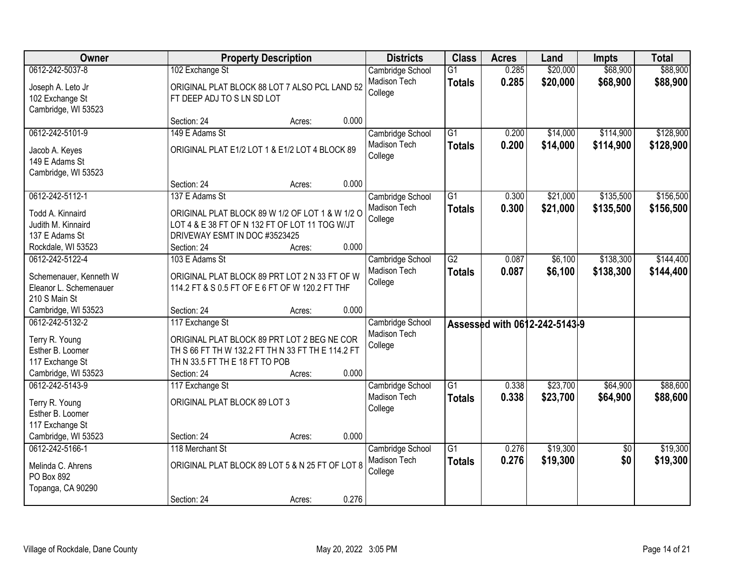| Owner | Property Description | Districts | Class | Acres | Land | Impts | Total |
|---|---|---|---|---|---|---|---|
| 0612-242-5037-8<br>Joseph A. Leto Jr<br>102 Exchange St<br>Cambridge, WI 53523 | 102 Exchange St<br>ORIGINAL PLAT BLOCK 88 LOT 7 ALSO PCL LAND 52 FT DEEP ADJ TO S LN SD LOT<br>Section: 24 Acres: 0.000 | Cambridge School<br>Madison Tech College | G1<br>**Totals** | 0.285<br>**0.285** | $20,000<br>**$20,000** | $68,900<br>**$68,900** | $88,900<br>**$88,900** |
| 0612-242-5101-9<br>Jacob A. Keyes<br>149 E Adams St<br>Cambridge, WI 53523 | 149 E Adams St<br>ORIGINAL PLAT E1/2 LOT 1 & E1/2 LOT 4 BLOCK 89<br>Section: 24 Acres: 0.000 | Cambridge School<br>Madison Tech College | G1<br>**Totals** | 0.200<br>**0.200** | $14,000<br>**$14,000** | $114,900<br>**$114,900** | $128,900<br>**$128,900** |
| 0612-242-5112-1<br>Todd A. Kinnaird<br>Judith M. Kinnaird<br>137 E Adams St<br>Rockdale, WI 53523 | 137 E Adams St<br>ORIGINAL PLAT BLOCK 89 W 1/2 OF LOT 1 & W 1/2 O LOT 4 & E 38 FT OF N 132 FT OF LOT 11 TOG W/JT DRIVEWAY ESMT IN DOC #3523425<br>Section: 24 Acres: 0.000 | Cambridge School<br>Madison Tech College | G1<br>**Totals** | 0.300<br>**0.300** | $21,000<br>**$21,000** | $135,500<br>**$135,500** | $156,500<br>**$156,500** |
| 0612-242-5122-4<br>Schemenauer, Kenneth W<br>Eleanor L. Schemenauer<br>210 S Main St<br>Cambridge, WI 53523 | 103 E Adams St<br>ORIGINAL PLAT BLOCK 89 PRT LOT 2 N 33 FT OF W 114.2 FT & S 0.5 FT OF E 6 FT OF W 120.2 FT THF<br>Section: 24 Acres: 0.000 | Cambridge School<br>Madison Tech College | G2<br>**Totals** | 0.087<br>**0.087** | $6,100<br>**$6,100** | $138,300<br>**$138,300** | $144,400<br>**$144,400** |
| 0612-242-5132-2<br>Terry R. Young<br>Esther B. Loomer<br>117 Exchange St<br>Cambridge, WI 53523 | 117 Exchange St<br>ORIGINAL PLAT BLOCK 89 PRT LOT 2 BEG NE COR TH S 66 FT TH W 132.2 FT TH N 33 FT TH E 114.2 FT TH N 33.5 FT TH E 18 FT TO POB<br>Section: 24 Acres: 0.000 | Cambridge School<br>Madison Tech College | **Assessed with 0612-242-5143-9** | | | | |
| 0612-242-5143-9<br>Terry R. Young<br>Esther B. Loomer<br>117 Exchange St<br>Cambridge, WI 53523 | 117 Exchange St<br>ORIGINAL PLAT BLOCK 89 LOT 3<br>Section: 24 Acres: 0.000 | Cambridge School<br>Madison Tech College | G1<br>**Totals** | 0.338<br>**0.338** | $23,700<br>**$23,700** | $64,900<br>**$64,900** | $88,600<br>**$88,600** |
| 0612-242-5166-1<br>Melinda C. Ahrens<br>PO Box 892<br>Topanga, CA 90290 | 118 Merchant St<br>ORIGINAL PLAT BLOCK 89 LOT 5 & N 25 FT OF LOT 8<br>Section: 24 Acres: 0.276 | Cambridge School<br>Madison Tech College | G1<br>**Totals** | 0.276<br>**0.276** | $19,300<br>**$19,300** | $0<br>**$0** | $19,300<br>**$19,300** |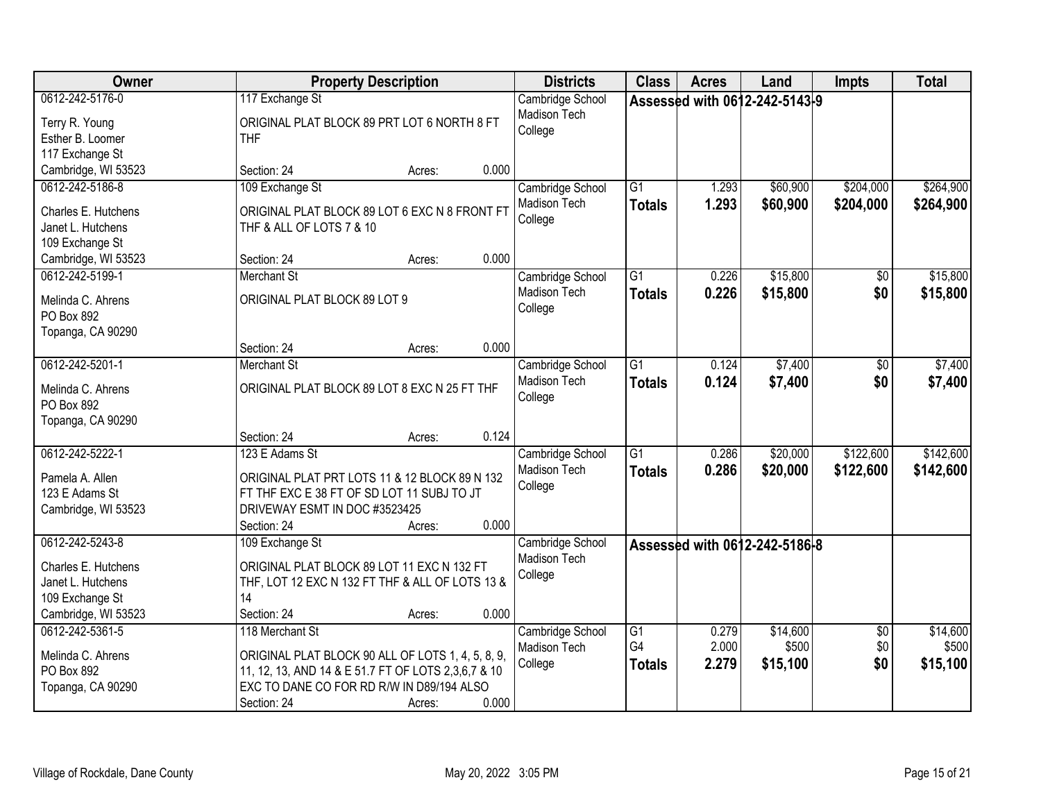| Owner | Property Description | Districts | Class | Acres | Land | Impts | Total |
|---|---|---|---|---|---|---|---|
| 0612-242-5176-0<br>Terry R. Young<br>Esther B. Loomer<br>117 Exchange St<br>Cambridge, WI 53523 | 117 Exchange St<br>ORIGINAL PLAT BLOCK 89 PRT LOT 6 NORTH 8 FT THF<br>Section: 24 Acres: 0.000 | Cambridge School<br>Madison Tech College | Assessed with 0612-242-5143-9 | | | | |
| 0612-242-5186-8<br>Charles E. Hutchens<br>Janet L. Hutchens<br>109 Exchange St<br>Cambridge, WI 53523 | 109 Exchange St<br>ORIGINAL PLAT BLOCK 89 LOT 6 EXC N 8 FRONT FT THF & ALL OF LOTS 7 & 10<br>Section: 24 Acres: 0.000 | Cambridge School<br>Madison Tech College | G1<br>**Totals** | 1.293<br>**1.293** | $60,900<br>**$60,900** | $204,000<br>**$204,000** | $264,900<br>**$264,900** |
| 0612-242-5199-1<br>Melinda C. Ahrens<br>PO Box 892<br>Topanga, CA 90290 | Merchant St<br>ORIGINAL PLAT BLOCK 89 LOT 9<br>Section: 24 Acres: 0.000 | Cambridge School<br>Madison Tech College | G1<br>**Totals** | 0.226<br>**0.226** | $15,800<br>**$15,800** | $0<br>**$0** | $15,800<br>**$15,800** |
| 0612-242-5201-1<br>Melinda C. Ahrens<br>PO Box 892<br>Topanga, CA 90290 | Merchant St<br>ORIGINAL PLAT BLOCK 89 LOT 8 EXC N 25 FT THF<br>Section: 24 Acres: 0.124 | Cambridge School<br>Madison Tech College | G1<br>**Totals** | 0.124<br>**0.124** | $7,400<br>**$7,400** | $0<br>**$0** | $7,400<br>**$7,400** |
| 0612-242-5222-1<br>Pamela A. Allen<br>123 E Adams St<br>Cambridge, WI 53523 | 123 E Adams St<br>ORIGINAL PLAT PRT LOTS 11 & 12 BLOCK 89 N 132 FT THF EXC E 38 FT OF SD LOT 11 SUBJ TO JT DRIVEWAY ESMT IN DOC #3523425<br>Section: 24 Acres: 0.000 | Cambridge School<br>Madison Tech College | G1<br>**Totals** | 0.286<br>**0.286** | $20,000<br>**$20,000** | $122,600<br>**$122,600** | $142,600<br>**$142,600** |
| 0612-242-5243-8<br>Charles E. Hutchens<br>Janet L. Hutchens<br>109 Exchange St<br>Cambridge, WI 53523 | 109 Exchange St<br>ORIGINAL PLAT BLOCK 89 LOT 11 EXC N 132 FT THF, LOT 12 EXC N 132 FT THF & ALL OF LOTS 13 & 14<br>Section: 24 Acres: 0.000 | Cambridge School<br>Madison Tech College | Assessed with 0612-242-5186-8 | | | | |
| 0612-242-5361-5<br>Melinda C. Ahrens<br>PO Box 892<br>Topanga, CA 90290 | 118 Merchant St<br>ORIGINAL PLAT BLOCK 90 ALL OF LOTS 1, 4, 5, 8, 9, 11, 12, 13, AND 14 & E 51.7 FT OF LOTS 2,3,6,7 & 10 EXC TO DANE CO FOR RD R/W IN D89/194 ALSO<br>Section: 24 Acres: 0.000 | Cambridge School<br>Madison Tech College | G1<br>G4<br>**Totals** | 0.279<br>2.000<br>**2.279** | $14,600<br>$500<br>**$15,100** | $0<br>$0<br>**$0** | $14,600<br>$500<br>**$15,100** |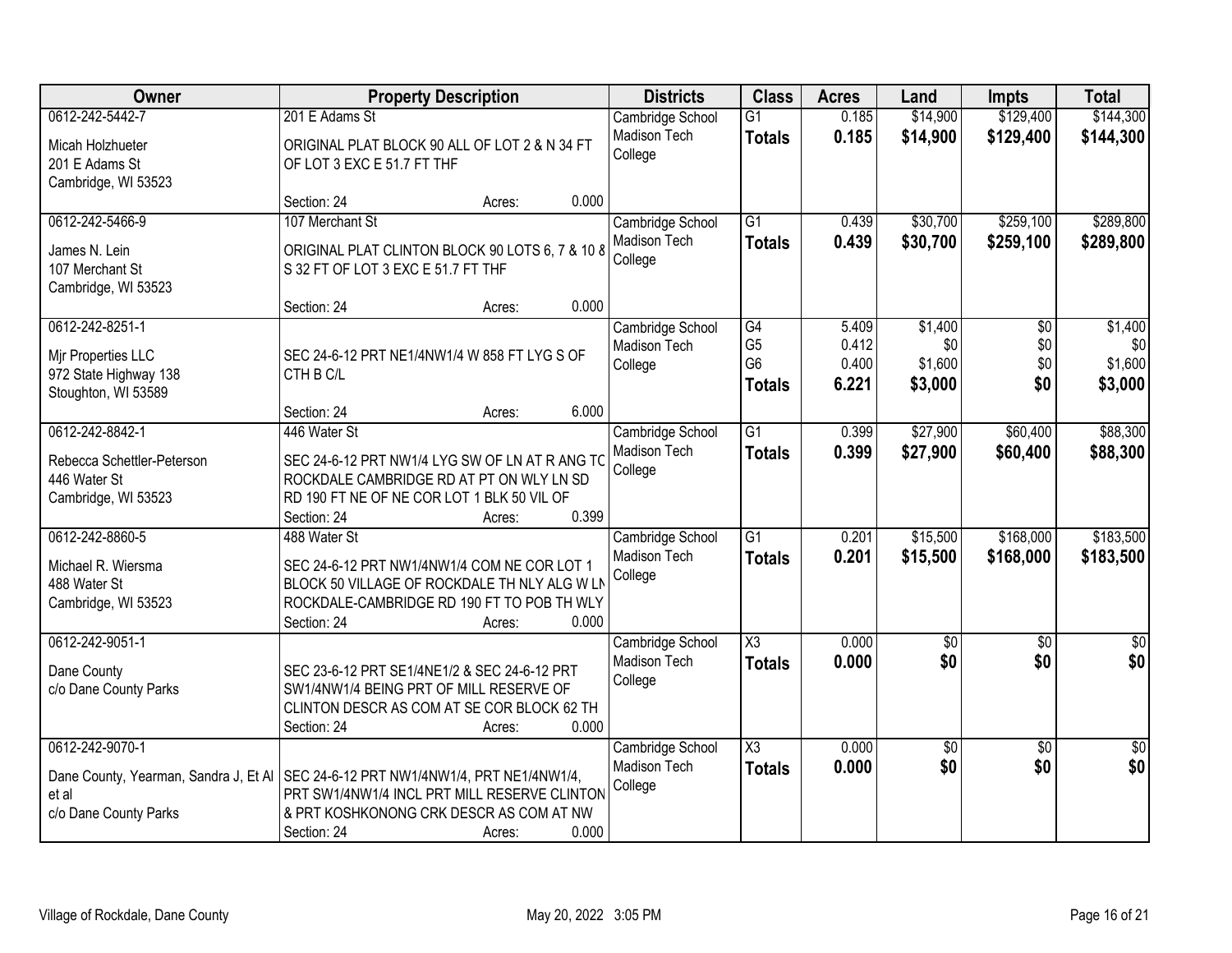| Owner | Property Description | Districts | Class | Acres | Land | Impts | Total |
|---|---|---|---|---|---|---|---|
| 0612-242-5442-7<br>Micah Holzhueter<br>201 E Adams St<br>Cambridge, WI 53523 | 201 E Adams St<br>ORIGINAL PLAT BLOCK 90 ALL OF LOT 2 & N 34 FT OF LOT 3 EXC E 51.7 FT THF<br>Section: 24 Acres: 0.000 | Cambridge School<br>Madison Tech College | G1<br>**Totals** | 0.185<br>**0.185** | $14,900<br>**$14,900** | $129,400<br>**$129,400** | $144,300<br>**$144,300** |
| 0612-242-5466-9<br>James N. Lein<br>107 Merchant St<br>Cambridge, WI 53523 | 107 Merchant St<br>ORIGINAL PLAT CLINTON BLOCK 90 LOTS 6, 7 & 10 & S 32 FT OF LOT 3 EXC E 51.7 FT THF<br>Section: 24 Acres: 0.000 | Cambridge School<br>Madison Tech College | G1<br>**Totals** | 0.439<br>**0.439** | $30,700<br>**$30,700** | $259,100<br>**$259,100** | $289,800<br>**$289,800** |
| 0612-242-8251-1<br>Mjr Properties LLC<br>972 State Highway 138<br>Stoughton, WI 53589 | SEC 24-6-12 PRT NE1/4NW1/4 W 858 FT LYG S OF CTH B C/L<br>Section: 24 Acres: 6.000 | Cambridge School<br>Madison Tech College | G4<br>G5<br>G6<br>**Totals** | 5.409<br>0.412<br>0.400<br>**6.221** | $1,400<br>$0<br>$1,600<br>**$3,000** | $0<br>$0<br>$0<br>**$0** | $1,400<br>$0<br>$1,600<br>**$3,000** |
| 0612-242-8842-1<br>Rebecca Schettler-Peterson<br>446 Water St<br>Cambridge, WI 53523 | 446 Water St<br>SEC 24-6-12 PRT NW1/4 LYG SW OF LN AT R ANG TO ROCKDALE CAMBRIDGE RD AT PT ON WLY LN SD RD 190 FT NE OF NE COR LOT 1 BLK 50 VIL OF<br>Section: 24 Acres: 0.399 | Cambridge School<br>Madison Tech College | G1<br>**Totals** | 0.399<br>**0.399** | $27,900<br>**$27,900** | $60,400<br>**$60,400** | $88,300<br>**$88,300** |
| 0612-242-8860-5<br>Michael R. Wiersma<br>488 Water St<br>Cambridge, WI 53523 | 488 Water St<br>SEC 24-6-12 PRT NW1/4NW1/4 COM NE COR LOT 1 BLOCK 50 VILLAGE OF ROCKDALE TH NLY ALG W LN ROCKDALE-CAMBRIDGE RD 190 FT TO POB TH WLY<br>Section: 24 Acres: 0.000 | Cambridge School<br>Madison Tech College | G1<br>**Totals** | 0.201<br>**0.201** | $15,500<br>**$15,500** | $168,000<br>**$168,000** | $183,500<br>**$183,500** |
| 0612-242-9051-1<br>Dane County<br>c/o Dane County Parks | SEC 23-6-12 PRT SE1/4NE1/2 & SEC 24-6-12 PRT SW1/4NW1/4 BEING PRT OF MILL RESERVE OF CLINTON DESCR AS COM AT SE COR BLOCK 62 TH<br>Section: 24 Acres: 0.000 | Cambridge School<br>Madison Tech College | X3<br>**Totals** | 0.000<br>**0.000** | $0<br>**$0** | $0<br>**$0** | $0<br>**$0** |
| 0612-242-9070-1<br>Dane County, Yearman, Sandra J, Et Al et al<br>c/o Dane County Parks | SEC 24-6-12 PRT NW1/4NW1/4, PRT NE1/4NW1/4, PRT SW1/4NW1/4 INCL PRT MILL RESERVE CLINTON & PRT KOSHKONONG CRK DESCR AS COM AT NW<br>Section: 24 Acres: 0.000 | Cambridge School<br>Madison Tech College | X3<br>**Totals** | 0.000<br>**0.000** | $0<br>**$0** | $0<br>**$0** | $0<br>**$0** |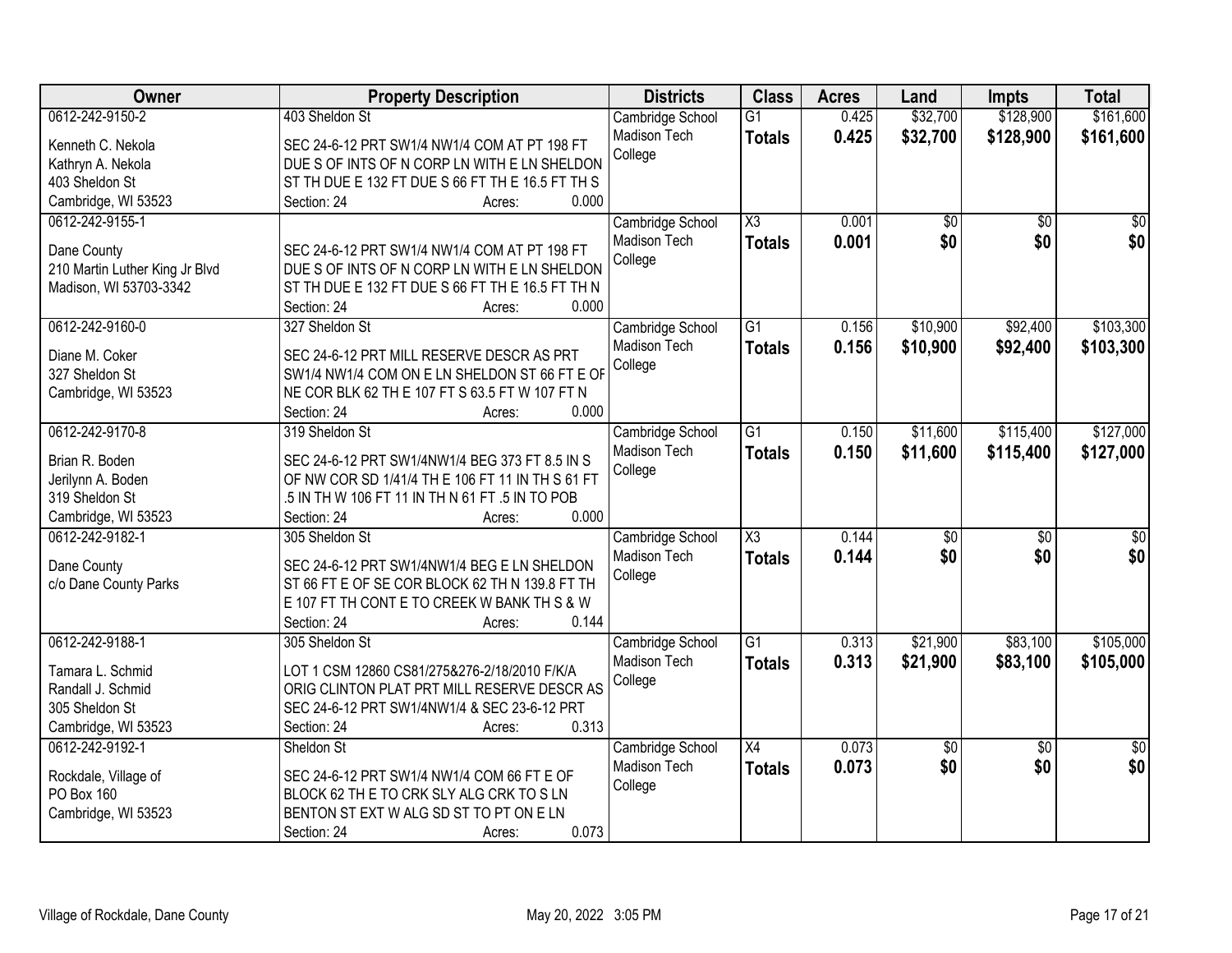| Owner | Property Description | Districts | Class | Acres | Land | Impts | Total |
|---|---|---|---|---|---|---|---|
| 0612-242-9150-2<br>Kenneth C. Nekola<br>Kathryn A. Nekola<br>403 Sheldon St<br>Cambridge, WI 53523 | 403 Sheldon St<br>SEC 24-6-12 PRT SW1/4 NW1/4 COM AT PT 198 FT DUE S OF INTS OF N CORP LN WITH E LN SHELDON ST TH DUE E 132 FT DUE S 66 FT TH E 16.5 FT TH S<br>Section: 24 Acres: 0.000 | Cambridge School<br>Madison Tech College | G1<br>**Totals** | 0.425<br>**0.425** | $32,700<br>**$32,700** | $128,900<br>**$128,900** | $161,600<br>**$161,600** |
| 0612-242-9155-1<br>Dane County<br>210 Martin Luther King Jr Blvd<br>Madison, WI 53703-3342 | SEC 24-6-12 PRT SW1/4 NW1/4 COM AT PT 198 FT DUE S OF INTS OF N CORP LN WITH E LN SHELDON ST TH DUE E 132 FT DUE S 66 FT TH E 16.5 FT TH N<br>Section: 24 Acres: 0.000 | Cambridge School<br>Madison Tech College | X3<br>**Totals** | 0.001<br>**0.001** | $0<br>**$0** | $0<br>**$0** | $0<br>**$0** |
| 0612-242-9160-0<br>Diane M. Coker<br>327 Sheldon St<br>Cambridge, WI 53523 | 327 Sheldon St<br>SEC 24-6-12 PRT MILL RESERVE DESCR AS PRT SW1/4 NW1/4 COM ON E LN SHELDON ST 66 FT E OF NE COR BLK 62 TH E 107 FT S 63.5 FT W 107 FT N<br>Section: 24 Acres: 0.000 | Cambridge School<br>Madison Tech College | G1<br>**Totals** | 0.156<br>**0.156** | $10,900<br>**$10,900** | $92,400<br>**$92,400** | $103,300<br>**$103,300** |
| 0612-242-9170-8<br>Brian R. Boden<br>Jerilynn A. Boden<br>319 Sheldon St<br>Cambridge, WI 53523 | 319 Sheldon St<br>SEC 24-6-12 PRT SW1/4NW1/4 BEG 373 FT 8.5 IN S OF NW COR SD 1/41/4 TH E 106 FT 11 IN TH S 61 FT .5 IN TH W 106 FT 11 IN TH N 61 FT .5 IN TO POB<br>Section: 24 Acres: 0.000 | Cambridge School<br>Madison Tech College | G1<br>**Totals** | 0.150<br>**0.150** | $11,600<br>**$11,600** | $115,400<br>**$115,400** | $127,000<br>**$127,000** |
| 0612-242-9182-1<br>Dane County<br>c/o Dane County Parks | 305 Sheldon St<br>SEC 24-6-12 PRT SW1/4NW1/4 BEG E LN SHELDON ST 66 FT E OF SE COR BLOCK 62 TH N 139.8 FT TH E 107 FT TH CONT E TO CREEK W BANK TH S & W<br>Section: 24 Acres: 0.144 | Cambridge School<br>Madison Tech College | X3<br>**Totals** | 0.144<br>**0.144** | $0<br>**$0** | $0<br>**$0** | $0<br>**$0** |
| 0612-242-9188-1<br>Tamara L. Schmid<br>Randall J. Schmid<br>305 Sheldon St<br>Cambridge, WI 53523 | 305 Sheldon St<br>LOT 1 CSM 12860 CS81/275&276-2/18/2010 F/K/A ORIG CLINTON PLAT PRT MILL RESERVE DESCR AS SEC 24-6-12 PRT SW1/4NW1/4 & SEC 23-6-12 PRT<br>Section: 24 Acres: 0.313 | Cambridge School<br>Madison Tech College | G1<br>**Totals** | 0.313<br>**0.313** | $21,900<br>**$21,900** | $83,100<br>**$83,100** | $105,000<br>**$105,000** |
| 0612-242-9192-1<br>Rockdale, Village of<br>PO Box 160<br>Cambridge, WI 53523 | Sheldon St<br>SEC 24-6-12 PRT SW1/4 NW1/4 COM 66 FT E OF BLOCK 62 TH E TO CRK SLY ALG CRK TO S LN BENTON ST EXT W ALG SD ST TO PT ON E LN<br>Section: 24 Acres: 0.073 | Cambridge School<br>Madison Tech College | X4<br>**Totals** | 0.073<br>**0.073** | $0<br>**$0** | $0<br>**$0** | $0<br>**$0** |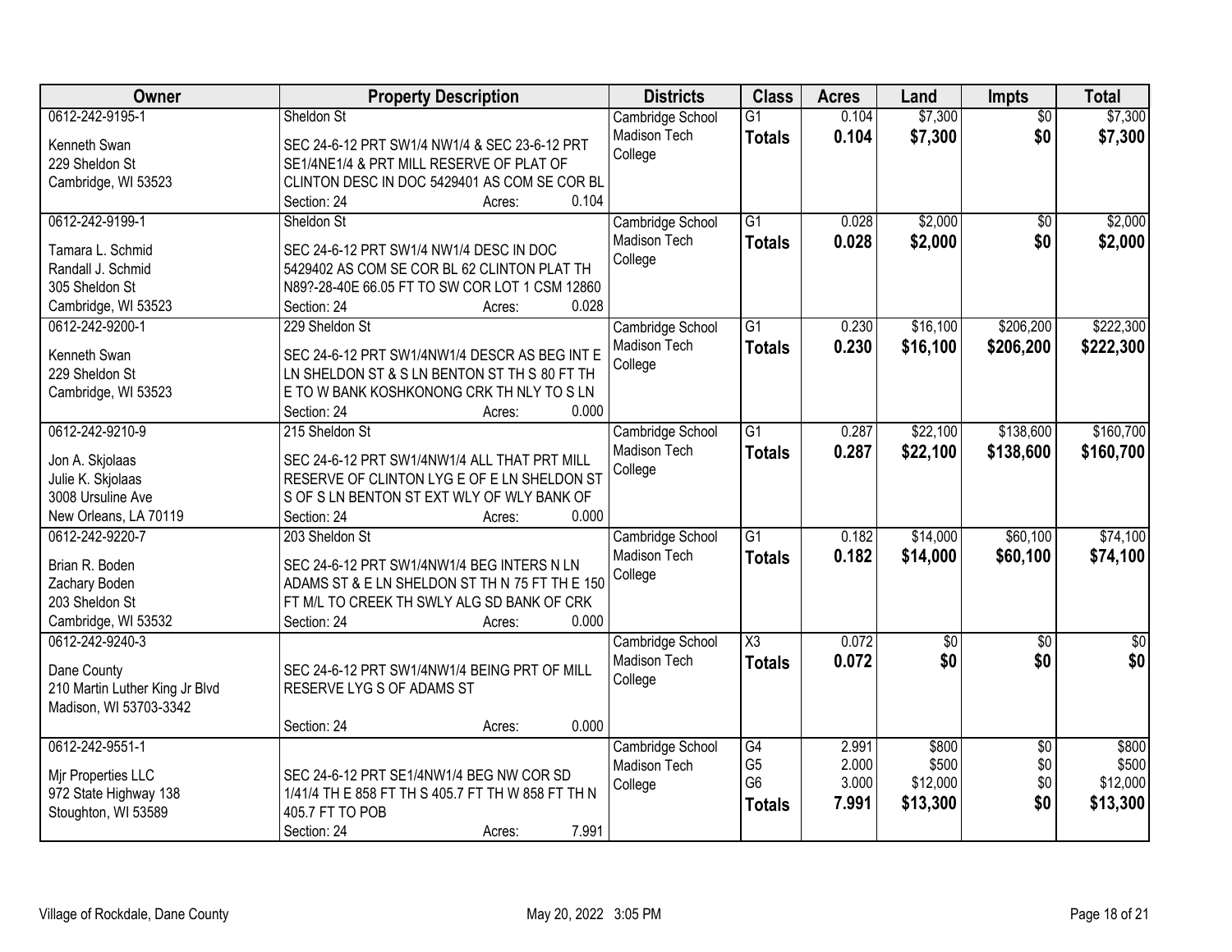| Owner | Property Description | Districts | Class | Acres | Land | Impts | Total |
|---|---|---|---|---|---|---|---|
| 0612-242-9195-1<br>Kenneth Swan<br>229 Sheldon St<br>Cambridge, WI 53523 | Sheldon St<br>SEC 24-6-12 PRT SW1/4 NW1/4 & SEC 23-6-12 PRT SE1/4NE1/4 & PRT MILL RESERVE OF PLAT OF CLINTON DESC IN DOC 5429401 AS COM SE COR BL<br>Section: 24 Acres: 0.104 | Cambridge School<br>Madison Tech College | G1<br>**Totals** | 0.104<br>**0.104** | $7,300<br>**$7,300** | $0<br>**$0** | $7,300<br>**$7,300** |
| 0612-242-9199-1<br>Tamara L. Schmid<br>Randall J. Schmid<br>305 Sheldon St<br>Cambridge, WI 53523 | Sheldon St<br>SEC 24-6-12 PRT SW1/4 NW1/4 DESC IN DOC 5429402 AS COM SE COR BL 62 CLINTON PLAT TH N89?-28-40E 66.05 FT TO SW COR LOT 1 CSM 12860<br>Section: 24 Acres: 0.028 | Cambridge School<br>Madison Tech College | G1<br>**Totals** | 0.028<br>**0.028** | $2,000<br>**$2,000** | $0<br>**$0** | $2,000<br>**$2,000** |
| 0612-242-9200-1<br>Kenneth Swan<br>229 Sheldon St<br>Cambridge, WI 53523 | 229 Sheldon St<br>SEC 24-6-12 PRT SW1/4NW1/4 DESCR AS BEG INT E LN SHELDON ST & S LN BENTON ST TH S 80 FT TH E TO W BANK KOSHKONONG CRK TH NLY TO S LN<br>Section: 24 Acres: 0.000 | Cambridge School<br>Madison Tech College | G1<br>**Totals** | 0.230<br>**0.230** | $16,100<br>**$16,100** | $206,200<br>**$206,200** | $222,300<br>**$222,300** |
| 0612-242-9210-9<br>Jon A. Skjolaas<br>Julie K. Skjolaas<br>3008 Ursuline Ave<br>New Orleans, LA 70119 | 215 Sheldon St<br>SEC 24-6-12 PRT SW1/4NW1/4 ALL THAT PRT MILL RESERVE OF CLINTON LYG E OF E LN SHELDON ST S OF S LN BENTON ST EXT WLY OF WLY BANK OF<br>Section: 24 Acres: 0.000 | Cambridge School<br>Madison Tech College | G1<br>**Totals** | 0.287<br>**0.287** | $22,100<br>**$22,100** | $138,600<br>**$138,600** | $160,700<br>**$160,700** |
| 0612-242-9220-7<br>Brian R. Boden<br>Zachary Boden<br>203 Sheldon St<br>Cambridge, WI 53532 | 203 Sheldon St<br>SEC 24-6-12 PRT SW1/4NW1/4 BEG INTERS N LN ADAMS ST & E LN SHELDON ST TH N 75 FT TH E 150 FT M/L TO CREEK TH SWLY ALG SD BANK OF CRK<br>Section: 24 Acres: 0.000 | Cambridge School<br>Madison Tech College | G1<br>**Totals** | 0.182<br>**0.182** | $14,000<br>**$14,000** | $60,100<br>**$60,100** | $74,100<br>**$74,100** |
| 0612-242-9240-3<br>Dane County<br>210 Martin Luther King Jr Blvd<br>Madison, WI 53703-3342 | SEC 24-6-12 PRT SW1/4NW1/4 BEING PRT OF MILL RESERVE LYG S OF ADAMS ST<br>Section: 24 Acres: 0.000 | Cambridge School<br>Madison Tech College | X3<br>**Totals** | 0.072<br>**0.072** | $0<br>**$0** | $0<br>**$0** | $0<br>**$0** |
| 0612-242-9551-1<br>Mjr Properties LLC<br>972 State Highway 138<br>Stoughton, WI 53589 | SEC 24-6-12 PRT SE1/4NW1/4 BEG NW COR SD 1/41/4 TH E 858 FT TH S 405.7 FT TH W 858 FT TH N 405.7 FT TO POB<br>Section: 24 Acres: 7.991 | Cambridge School<br>Madison Tech College | G4<br>G5<br>G6<br>**Totals** | 2.991<br>2.000<br>3.000<br>**7.991** | $800<br>$500<br>$12,000<br>**$13,300** | $0<br>$0<br>$0<br>**$0** | $800<br>$500<br>$12,000<br>**$13,300** |

Village of Rockdale, Dane County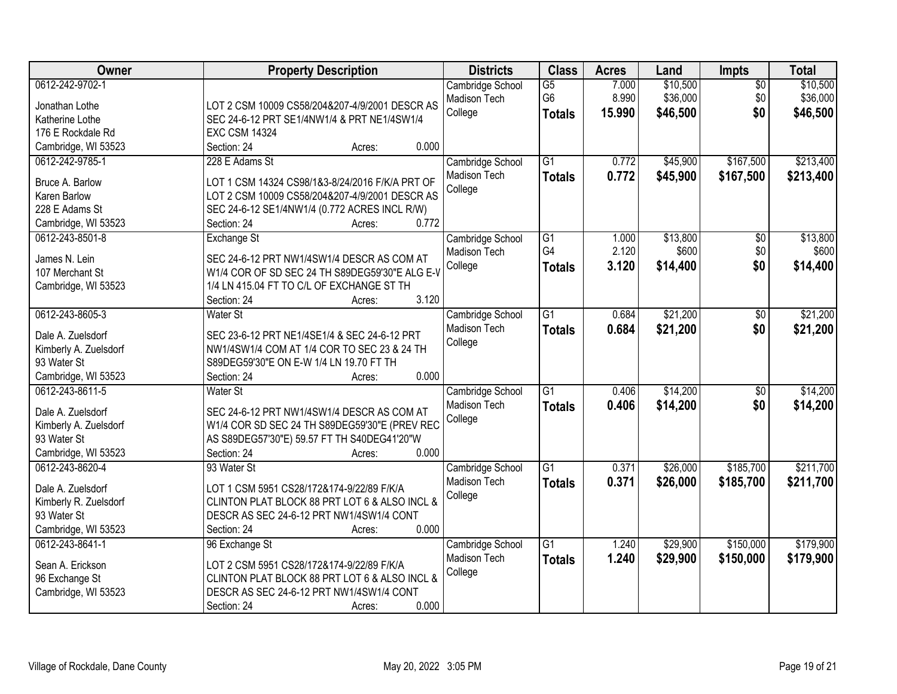| Owner | Property Description | Districts | Class | Acres | Land | Impts | Total |
|---|---|---|---|---|---|---|---|
| 0612-242-9702-1<br><br>Jonathan Lothe<br>Katherine Lothe<br>176 E Rockdale Rd<br>Cambridge, WI 53523 | <br>LOT 2 CSM 10009 CS58/204&207-4/9/2001 DESCR AS SEC 24-6-12 PRT SE1/4NW1/4 & PRT NE1/4SW1/4 EXC CSM 14324<br>Section: 24 Acres: 0.000 | Cambridge School<br>Madison Tech College | G5<br>G6<br>**Totals** | 7.000<br>8.990<br>**15.990** | $10,500<br>$36,000<br>**$46,500** | $0<br>$0<br>**$0** | $10,500<br>$36,000<br>**$46,500** |
| 0612-242-9785-1<br><br>Bruce A. Barlow<br>Karen Barlow<br>228 E Adams St<br>Cambridge, WI 53523 | 228 E Adams St<br>LOT 1 CSM 14324 CS98/1&3-8/24/2016 F/K/A PRT OF LOT 2 CSM 10009 CS58/204&207-4/9/2001 DESCR AS SEC 24-6-12 SE1/4NW1/4 (0.772 ACRES INCL R/W)<br>Section: 24 Acres: 0.772 | Cambridge School<br>Madison Tech College | G1<br>**Totals** | 0.772<br>**0.772** | $45,900<br>**$45,900** | $167,500<br>**$167,500** | $213,400<br>**$213,400** |
| 0612-243-8501-8<br><br>James N. Lein<br>107 Merchant St<br>Cambridge, WI 53523 | Exchange St<br>SEC 24-6-12 PRT NW1/4SW1/4 DESCR AS COM AT W1/4 COR OF SD SEC 24 TH S89DEG59'30"E ALG E-W 1/4 LN 415.04 FT TO C/L OF EXCHANGE ST TH<br>Section: 24 Acres: 3.120 | Cambridge School<br>Madison Tech College | G1<br>G4<br>**Totals** | 1.000<br>2.120<br>**3.120** | $13,800<br>$600<br>**$14,400** | $0<br>$0<br>**$0** | $13,800<br>$600<br>**$14,400** |
| 0612-243-8605-3<br><br>Dale A. Zuelsdorf<br>Kimberly A. Zuelsdorf<br>93 Water St<br>Cambridge, WI 53523 | Water St<br>SEC 23-6-12 PRT NE1/4SE1/4 & SEC 24-6-12 PRT NW1/4SW1/4 COM AT 1/4 COR TO SEC 23 & 24 TH S89DEG59'30"E ON E-W 1/4 LN 19.70 FT TH<br>Section: 24 Acres: 0.000 | Cambridge School<br>Madison Tech College | G1<br>**Totals** | 0.684<br>**0.684** | $21,200<br>**$21,200** | $0<br>**$0** | $21,200<br>**$21,200** |
| 0612-243-8611-5<br><br>Dale A. Zuelsdorf<br>Kimberly A. Zuelsdorf<br>93 Water St<br>Cambridge, WI 53523 | Water St<br>SEC 24-6-12 PRT NW1/4SW1/4 DESCR AS COM AT W1/4 COR SD SEC 24 TH S89DEG59'30"E (PREV REC AS S89DEG57'30"E) 59.57 FT TH S40DEG41'20"W<br>Section: 24 Acres: 0.000 | Cambridge School<br>Madison Tech College | G1<br>**Totals** | 0.406<br>**0.406** | $14,200<br>**$14,200** | $0<br>**$0** | $14,200<br>**$14,200** |
| 0612-243-8620-4<br><br>Dale A. Zuelsdorf<br>Kimberly R. Zuelsdorf<br>93 Water St<br>Cambridge, WI 53523 | 93 Water St<br>LOT 1 CSM 5951 CS28/172&174-9/22/89 F/K/A CLINTON PLAT BLOCK 88 PRT LOT 6 & ALSO INCL & DESCR AS SEC 24-6-12 PRT NW1/4SW1/4 CONT<br>Section: 24 Acres: 0.000 | Cambridge School<br>Madison Tech College | G1<br>**Totals** | 0.371<br>**0.371** | $26,000<br>**$26,000** | $185,700<br>**$185,700** | $211,700<br>**$211,700** |
| 0612-243-8641-1<br><br>Sean A. Erickson<br>96 Exchange St<br>Cambridge, WI 53523 | 96 Exchange St<br>LOT 2 CSM 5951 CS28/172&174-9/22/89 F/K/A CLINTON PLAT BLOCK 88 PRT LOT 6 & ALSO INCL & DESCR AS SEC 24-6-12 PRT NW1/4SW1/4 CONT<br>Section: 24 Acres: 0.000 | Cambridge School<br>Madison Tech College | G1<br>**Totals** | 1.240<br>**1.240** | $29,900<br>**$29,900** | $150,000<br>**$150,000** | $179,900<br>**$179,900** |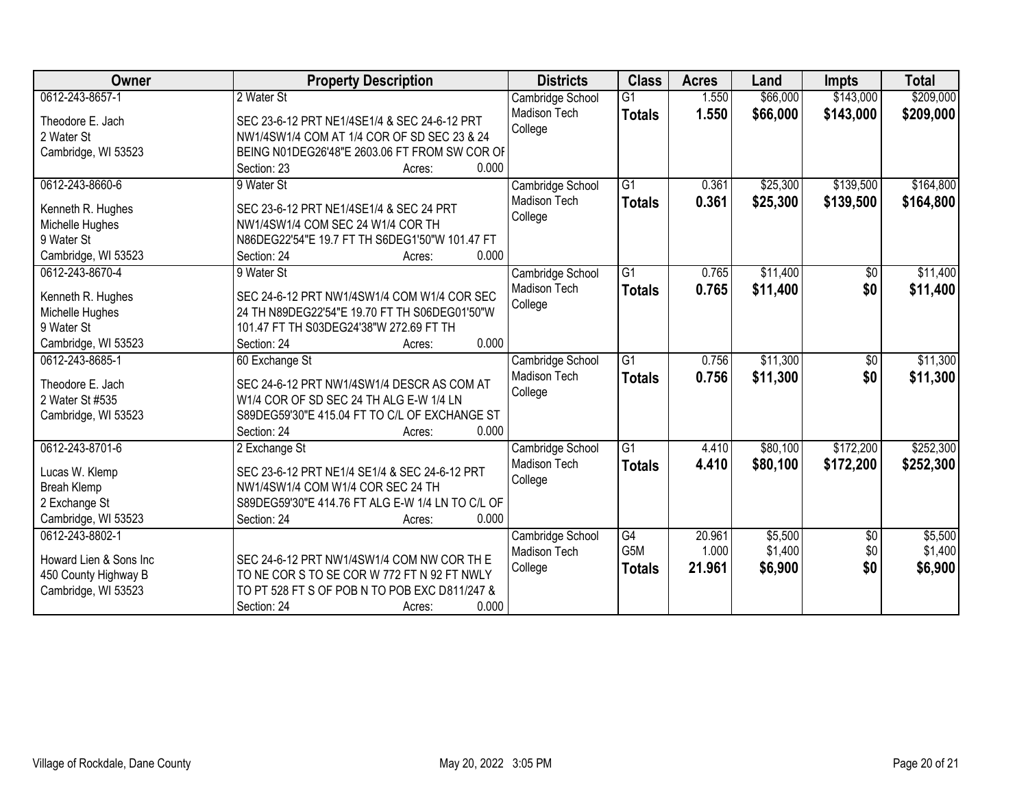| Owner | Property Description | Districts | Class | Acres | Land | Impts | Total |
|---|---|---|---|---|---|---|---|
| 0612-243-8657-1<br>Theodore E. Jach<br>2 Water St<br>Cambridge, WI 53523 | 2 Water St<br>SEC 23-6-12 PRT NE1/4SE1/4 & SEC 24-6-12 PRT NW1/4SW1/4 COM AT 1/4 COR OF SD SEC 23 & 24 BEING N01DEG26'48"E 2603.06 FT FROM SW COR OF<br>Section: 23 Acres: 0.000 | Cambridge School<br>Madison Tech College | G1<br>**Totals** | 1.550<br>**1.550** | $66,000<br>**$66,000** | $143,000<br>**$143,000** | $209,000<br>**$209,000** |
| 0612-243-8660-6<br>Kenneth R. Hughes<br>Michelle Hughes<br>9 Water St<br>Cambridge, WI 53523 | 9 Water St<br>SEC 23-6-12 PRT NE1/4SE1/4 & SEC 24 PRT NW1/4SW1/4 COM SEC 24 W1/4 COR TH N86DEG22'54"E 19.7 FT TH S6DEG1'50"W 101.47 FT<br>Section: 24 Acres: 0.000 | Cambridge School<br>Madison Tech College | G1<br>**Totals** | 0.361<br>**0.361** | $25,300<br>**$25,300** | $139,500<br>**$139,500** | $164,800<br>**$164,800** |
| 0612-243-8670-4<br>Kenneth R. Hughes<br>Michelle Hughes<br>9 Water St<br>Cambridge, WI 53523 | 9 Water St<br>SEC 24-6-12 PRT NW1/4SW1/4 COM W1/4 COR SEC 24 TH N89DEG22'54"E 19.70 FT TH S06DEG01'50"W 101.47 FT TH S03DEG24'38"W 272.69 FT TH<br>Section: 24 Acres: 0.000 | Cambridge School<br>Madison Tech College | G1<br>**Totals** | 0.765<br>**0.765** | $11,400<br>**$11,400** | $0<br>**$0** | $11,400<br>**$11,400** |
| 0612-243-8685-1<br>Theodore E. Jach<br>2 Water St #535<br>Cambridge, WI 53523 | 60 Exchange St<br>SEC 24-6-12 PRT NW1/4SW1/4 DESCR AS COM AT W1/4 COR OF SD SEC 24 TH ALG E-W 1/4 LN S89DEG59'30"E 415.04 FT TO C/L OF EXCHANGE ST<br>Section: 24 Acres: 0.000 | Cambridge School<br>Madison Tech College | G1<br>**Totals** | 0.756<br>**0.756** | $11,300<br>**$11,300** | $0<br>**$0** | $11,300<br>**$11,300** |
| 0612-243-8701-6<br>Lucas W. Klemp<br>Breah Klemp<br>2 Exchange St<br>Cambridge, WI 53523 | 2 Exchange St<br>SEC 23-6-12 PRT NE1/4 SE1/4 & SEC 24-6-12 PRT NW1/4SW1/4 COM W1/4 COR SEC 24 TH S89DEG59'30"E 414.76 FT ALG E-W 1/4 LN TO C/L OF<br>Section: 24 Acres: 0.000 | Cambridge School<br>Madison Tech College | G1<br>**Totals** | 4.410<br>**4.410** | $80,100<br>**$80,100** | $172,200<br>**$172,200** | $252,300<br>**$252,300** |
| 0612-243-8802-1<br>Howard Lien & Sons Inc<br>450 County Highway B<br>Cambridge, WI 53523 | SEC 24-6-12 PRT NW1/4SW1/4 COM NW COR TH E TO NE COR S TO SE COR W 772 FT N 92 FT NWLY TO PT 528 FT S OF POB N TO POB EXC D811/247 &<br>Section: 24 Acres: 0.000 | Cambridge School<br>Madison Tech College | G4<br>G5M<br>**Totals** | 20.961<br>1.000<br>**21.961** | $5,500<br>$1,400<br>**$6,900** | $0<br>$0<br>**$0** | $5,500<br>$1,400<br>**$6,900** |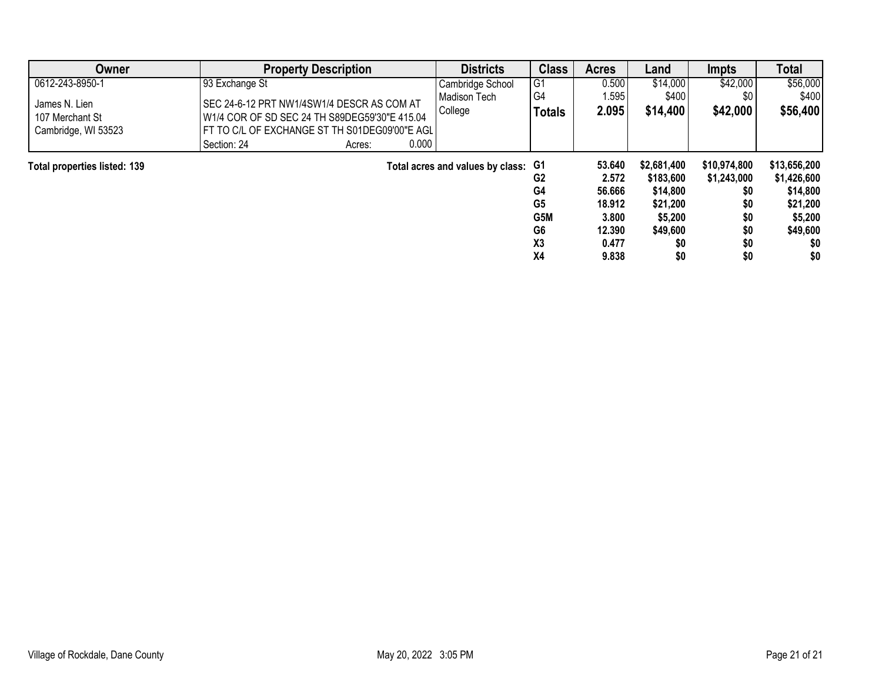| Owner | Property Description | Districts | Class | Acres | Land | Impts | Total |
|---|---|---|---|---|---|---|---|
| 0612-243-8950-1<br><br>James N. Lien<br>107 Merchant St<br>Cambridge, WI 53523 | 93 Exchange St<br><br>SEC 24-6-12 PRT NW1/4SW1/4 DESCR AS COM AT W1/4 COR OF SD SEC 24 TH S89DEG59'30"E 415.04 FT TO C/L OF EXCHANGE ST TH S01DEG09'00"E AGL<br>Section: 24 Acres: 0.000 | Cambridge School<br>Madison Tech College | G1<br>G4<br>**Totals** | 0.500<br>1.595<br>**2.095** | $14,000<br>$400<br>**$14,400** | $42,000<br>$0<br>**$42,000** | $56,000<br>$400<br>**$56,400** |

**Total properties listed: 139**

**Total acres and values by class:**

| Class | Acres | Land | Impts | Total |
|---|---|---|---|---|
| G1 | 53.640 | $2,681,400 | $10,974,800 | $13,656,200 |
| G2 | 2.572 | $183,600 | $1,243,000 | $1,426,600 |
| G4 | 56.666 | $14,800 | $0 | $14,800 |
| G5 | 18.912 | $21,200 | $0 | $21,200 |
| G5M | 3.800 | $5,200 | $0 | $5,200 |
| G6 | 12.390 | $49,600 | $0 | $49,600 |
| X3 | 0.477 | $0 | $0 | $0 |
| X4 | 9.838 | $0 | $0 | $0 |